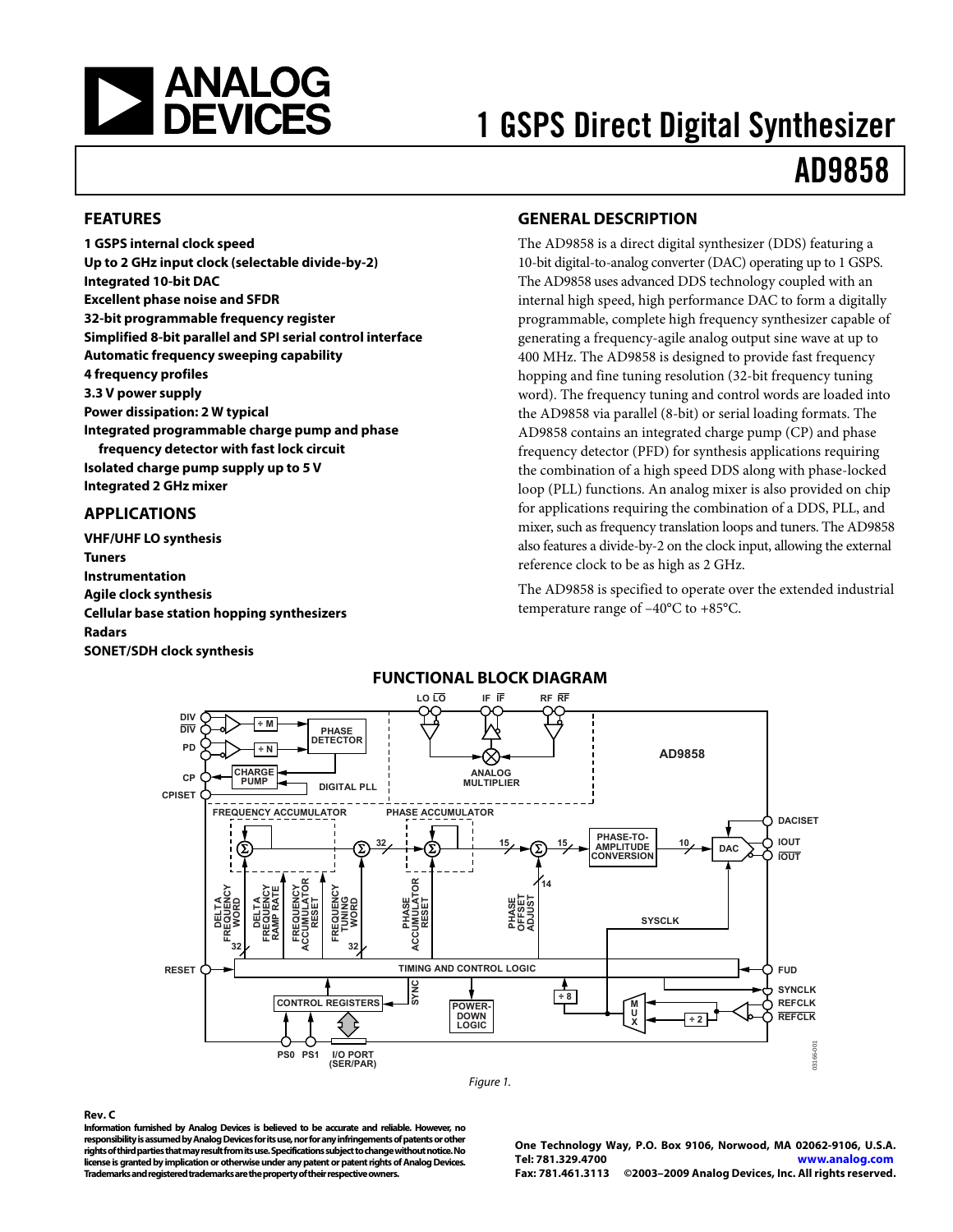# 1 GSPS Direct Digital Synthesizer

# AD9858

## FEATURES

**1 GSPS internal clock speed**
**Up to 2 GHz input clock (selectable divide-by-2)**
**Integrated 10-bit DAC**
**Excellent phase noise and SFDR**
**32-bit programmable frequency register**
**Simplified 8-bit parallel and SPI serial control interface**
**Automatic frequency sweeping capability**
**4 frequency profiles**
**3.3 V power supply**
**Power dissipation: 2 W typical**
**Integrated programmable charge pump and phase frequency detector with fast lock circuit**
**Isolated charge pump supply up to 5 V**
**Integrated 2 GHz mixer**

## APPLICATIONS

**VHF/UHF LO synthesis**
**Tuners**
**Instrumentation**
**Agile clock synthesis**
**Cellular base station hopping synthesizers**
**Radars**
**SONET/SDH clock synthesis**

## GENERAL DESCRIPTION

The AD9858 is a direct digital synthesizer (DDS) featuring a 10-bit digital-to-analog converter (DAC) operating up to 1 GSPS. The AD9858 uses advanced DDS technology coupled with an internal high speed, high performance DAC to form a digitally programmable, complete high frequency synthesizer capable of generating a frequency-agile analog output sine wave at up to 400 MHz. The AD9858 is designed to provide fast frequency hopping and fine tuning resolution (32-bit frequency tuning word). The frequency tuning and control words are loaded into the AD9858 via parallel (8-bit) or serial loading formats. The AD9858 contains an integrated charge pump (CP) and phase frequency detector (PFD) for synthesis applications requiring the combination of a high speed DDS along with phase-locked loop (PLL) functions. An analog mixer is also provided on chip for applications requiring the combination of a DDS, PLL, and mixer, such as frequency translation loops and tuners. The AD9858 also features a divide-by-2 on the clock input, allowing the external reference clock to be as high as 2 GHz.

The AD9858 is specified to operate over the extended industrial temperature range of –40°C to +85°C.

## FUNCTIONAL BLOCK DIAGRAM

Figure 1.

**Rev. C**

**Information furnished by Analog Devices is believed to be accurate and reliable. However, no responsibility is assumed by Analog Devices for its use, nor for any infringements of patents or other rights of third parties that may result from its use. Specifications subject to change without notice. No license is granted by implication or otherwise under any patent or patent rights of Analog Devices. Trademarks and registered trademarks are the property of their respective owners.**

**One Technology Way, P.O. Box 9106, Norwood, MA 02062-9106, U.S.A.**
**Tel: 781.329.4700 www.analog.com**
**Fax: 781.461.3113 ©2003–2009 Analog Devices, Inc. All rights reserved.**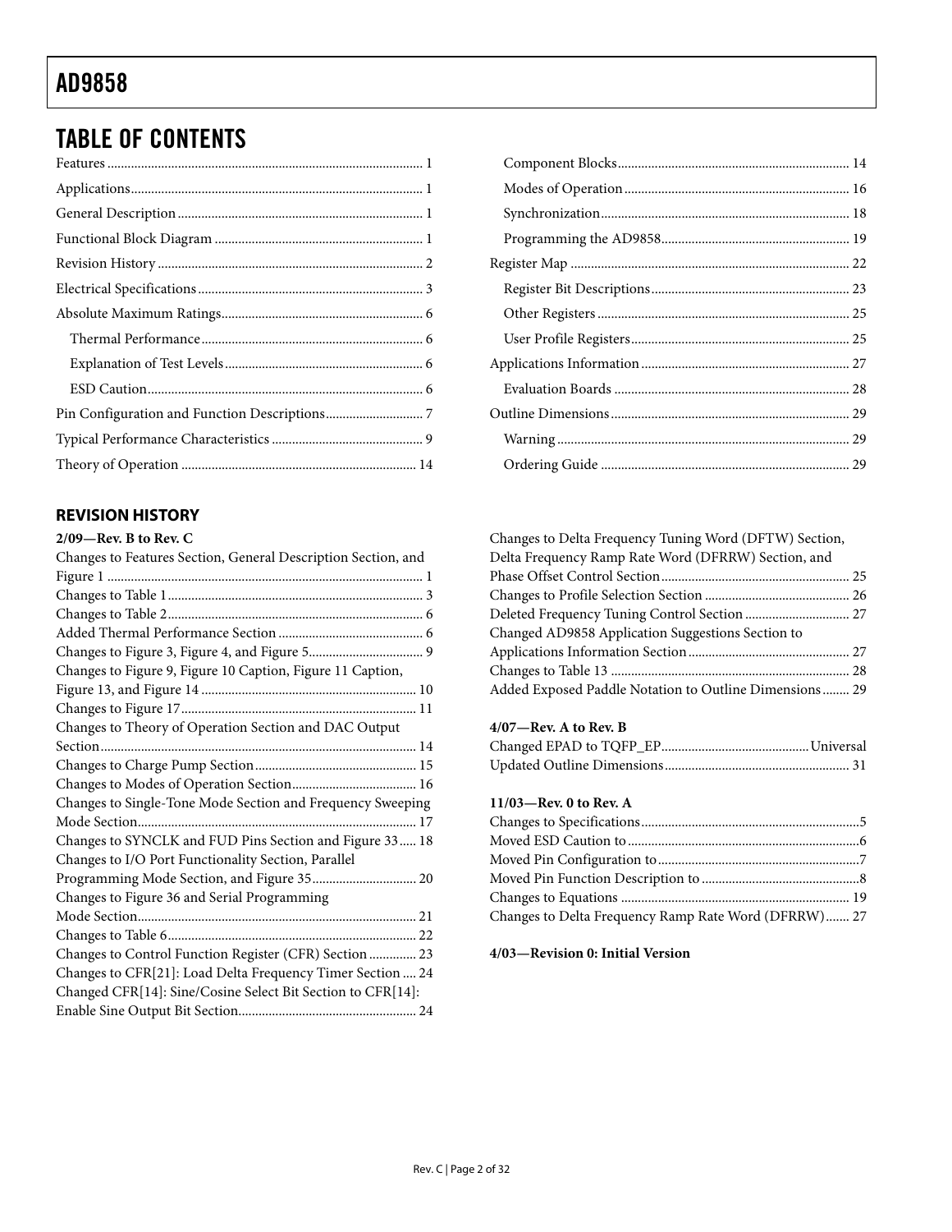## TABLE OF CONTENTS

Features ............................................................ 1
Applications ........................................................ 1
General Description ................................................. 1
Functional Block Diagram ............................................ 1
Revision History .................................................... 2
Electrical Specifications ........................................... 3
Absolute Maximum Ratings ............................................ 6
  Thermal Performance ............................................... 6
  Explanation of Test Levels ........................................ 6
  ESD Caution ....................................................... 6
Pin Configuration and Function Descriptions ......................... 7
Typical Performance Characteristics ................................. 9
Theory of Operation ................................................. 14
  Component Blocks .................................................. 14
  Modes of Operation ................................................ 16
  Synchronization ................................................... 18
  Programming the AD9858 ............................................ 19
Register Map ........................................................ 22
  Register Bit Descriptions ......................................... 23
  Other Registers ................................................... 25
  User Profile Registers ............................................ 25
Applications Information ............................................ 27
  Evaluation Boards ................................................. 28
Outline Dimensions .................................................. 29
  Warning ........................................................... 29
  Ordering Guide .................................................... 29

### REVISION HISTORY

**2/09—Rev. B to Rev. C**

Changes to Features Section, General Description Section, and Figure 1 ... 1
Changes to Table 1 ... 3
Changes to Table 2 ... 6
Added Thermal Performance Section ... 6
Changes to Figure 3, Figure 4, and Figure 5 ... 9
Changes to Figure 9, Figure 10 Caption, Figure 11 Caption, Figure 13, and Figure 14 ... 10
Changes to Figure 17 ... 11
Changes to Theory of Operation Section and DAC Output Section ... 14
Changes to Charge Pump Section ... 15
Changes to Modes of Operation Section ... 16
Changes to Single-Tone Mode Section and Frequency Sweeping Mode Section ... 17
Changes to SYNCLK and FUD Pins Section and Figure 33 ... 18
Changes to I/O Port Functionality Section, Parallel Programming Mode Section, and Figure 35 ... 20
Changes to Figure 36 and Serial Programming Mode Section ... 21
Changes to Table 6 ... 22
Changes to Control Function Register (CFR) Section ... 23
Changes to CFR[21]: Load Delta Frequency Timer Section ... 24
Changed CFR[14]: Sine/Cosine Select Bit Section to CFR[14]: Enable Sine Output Bit Section ... 24
Changes to Delta Frequency Tuning Word (DFTW) Section, Delta Frequency Ramp Rate Word (DFRRW) Section, and Phase Offset Control Section ... 25
Changes to Profile Selection Section ... 26
Deleted Frequency Tuning Control Section ... 27
Changed AD9858 Application Suggestions Section to Applications Information Section ... 27
Changes to Table 13 ... 28
Added Exposed Paddle Notation to Outline Dimensions ... 29

**4/07—Rev. A to Rev. B**

Changed EPAD to TQFP_EP ... Universal
Updated Outline Dimensions ... 31

**11/03—Rev. 0 to Rev. A**

Changes to Specifications ... 5
Moved ESD Caution to ... 6
Moved Pin Configuration to ... 7
Moved Pin Function Description to ... 8
Changes to Equations ... 19
Changes to Delta Frequency Ramp Rate Word (DFRRW) ... 27

**4/03—Revision 0: Initial Version**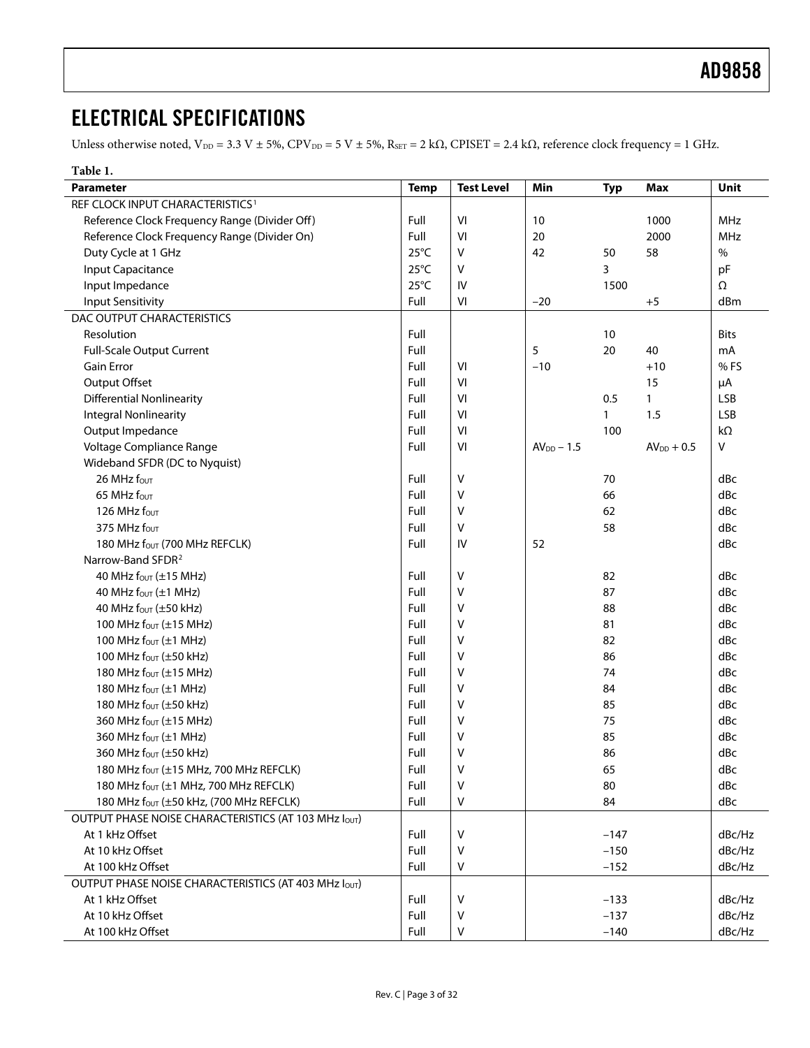## ELECTRICAL SPECIFICATIONS

Unless otherwise noted, $V_{DD}$ = 3.3 V ± 5%, $CPV_{DD}$ = 5 V ± 5%, $R_{SET}$ = 2 kΩ, CPISET = 2.4 kΩ, reference clock frequency = 1 GHz.

**Table 1.**

| Parameter | Temp | Test Level | Min | Typ | Max | Unit |
|---|---|---|---|---|---|---|
| REF CLOCK INPUT CHARACTERISTICS[1] | | | | | | |
| Reference Clock Frequency Range (Divider Off) | Full | VI | 10 | | 1000 | MHz |
| Reference Clock Frequency Range (Divider On) | Full | VI | 20 | | 2000 | MHz |
| Duty Cycle at 1 GHz | 25°C | V | 42 | 50 | 58 | % |
| Input Capacitance | 25°C | V | | 3 | | pF |
| Input Impedance | 25°C | IV | | 1500 | | Ω |
| Input Sensitivity | Full | VI | −20 | | +5 | dBm |
| DAC OUTPUT CHARACTERISTICS | | | | | | |
| Resolution | Full | | | 10 | | Bits |
| Full-Scale Output Current | Full | | 5 | 20 | 40 | mA |
| Gain Error | Full | VI | −10 | | +10 | % FS |
| Output Offset | Full | VI | | | 15 | μA |
| Differential Nonlinearity | Full | VI | | 0.5 | 1 | LSB |
| Integral Nonlinearity | Full | VI | | 1 | 1.5 | LSB |
| Output Impedance | Full | VI | | 100 | | kΩ |
| Voltage Compliance Range | Full | VI | $AV_{DD} - 1.5$ | | $AV_{DD} + 0.5$ | V |
| Wideband SFDR (DC to Nyquist) | | | | | | |
| 26 MHz $f_{OUT}$ | Full | V | | 70 | | dBc |
| 65 MHz $f_{OUT}$ | Full | V | | 66 | | dBc |
| 126 MHz $f_{OUT}$ | Full | V | | 62 | | dBc |
| 375 MHz $f_{OUT}$ | Full | V | | 58 | | dBc |
| 180 MHz $f_{OUT}$ (700 MHz REFCLK) | Full | IV | 52 | | | dBc |
| Narrow-Band SFDR[2] | | | | | | |
| 40 MHz $f_{OUT}$ (±15 MHz) | Full | V | | 82 | | dBc |
| 40 MHz $f_{OUT}$ (±1 MHz) | Full | V | | 87 | | dBc |
| 40 MHz $f_{OUT}$ (±50 kHz) | Full | V | | 88 | | dBc |
| 100 MHz $f_{OUT}$ (±15 MHz) | Full | V | | 81 | | dBc |
| 100 MHz $f_{OUT}$ (±1 MHz) | Full | V | | 82 | | dBc |
| 100 MHz $f_{OUT}$ (±50 kHz) | Full | V | | 86 | | dBc |
| 180 MHz $f_{OUT}$ (±15 MHz) | Full | V | | 74 | | dBc |
| 180 MHz $f_{OUT}$ (±1 MHz) | Full | V | | 84 | | dBc |
| 180 MHz $f_{OUT}$ (±50 kHz) | Full | V | | 85 | | dBc |
| 360 MHz $f_{OUT}$ (±15 MHz) | Full | V | | 75 | | dBc |
| 360 MHz $f_{OUT}$ (±1 MHz) | Full | V | | 85 | | dBc |
| 360 MHz $f_{OUT}$ (±50 kHz) | Full | V | | 86 | | dBc |
| 180 MHz $f_{OUT}$ (±15 MHz, 700 MHz REFCLK) | Full | V | | 65 | | dBc |
| 180 MHz $f_{OUT}$ (±1 MHz, 700 MHz REFCLK) | Full | V | | 80 | | dBc |
| 180 MHz $f_{OUT}$ (±50 kHz, (700 MHz REFCLK) | Full | V | | 84 | | dBc |
| OUTPUT PHASE NOISE CHARACTERISTICS (AT 103 MHz $I_{OUT}$) | | | | | | |
| At 1 kHz Offset | Full | V | | −147 | | dBc/Hz |
| At 10 kHz Offset | Full | V | | −150 | | dBc/Hz |
| At 100 kHz Offset | Full | V | | −152 | | dBc/Hz |
| OUTPUT PHASE NOISE CHARACTERISTICS (AT 403 MHz $I_{OUT}$) | | | | | | |
| At 1 kHz Offset | Full | V | | −133 | | dBc/Hz |
| At 10 kHz Offset | Full | V | | −137 | | dBc/Hz |
| At 100 kHz Offset | Full | V | | −140 | | dBc/Hz |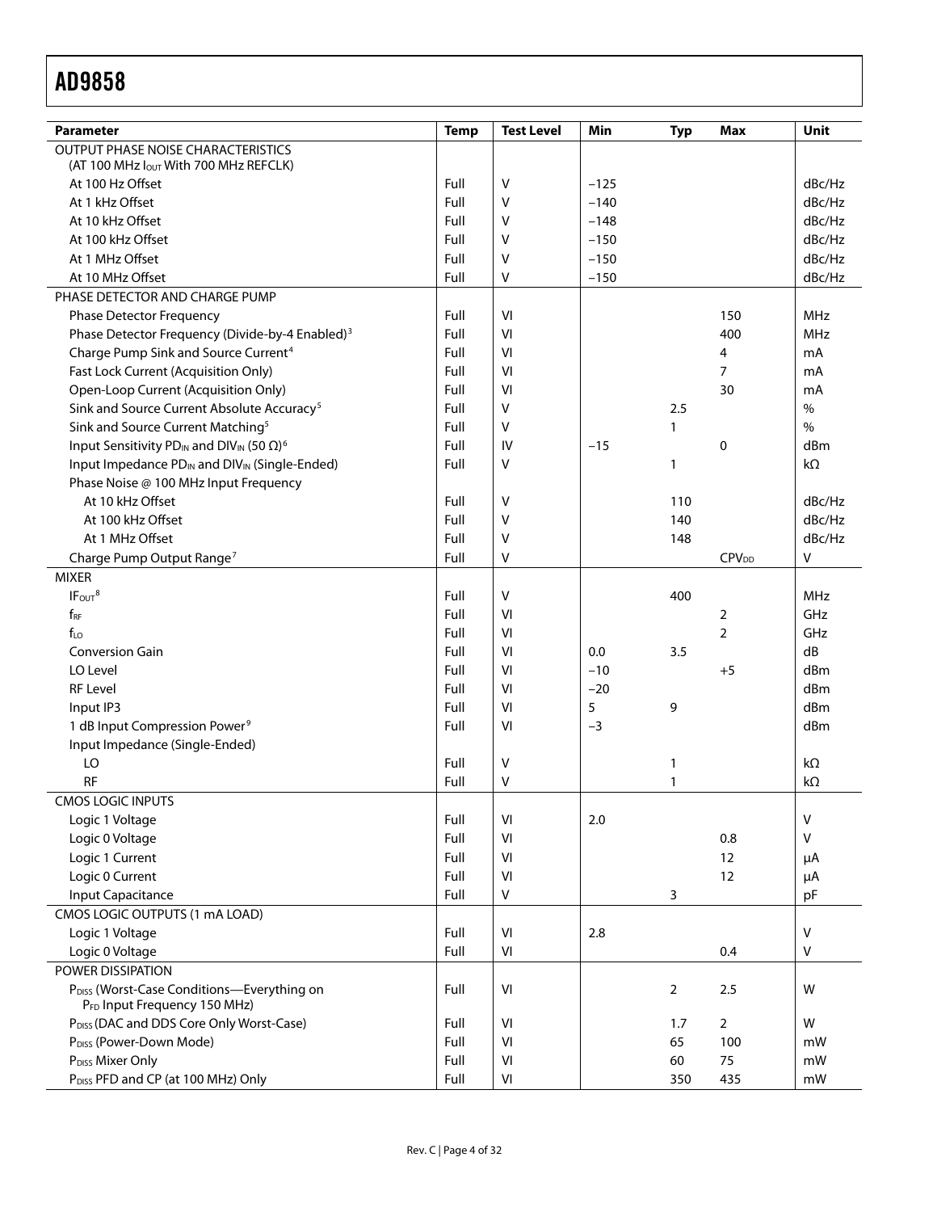| Parameter | Temp | Test Level | Min | Typ | Max | Unit |
|---|---|---|---|---|---|---|
| OUTPUT PHASE NOISE CHARACTERISTICS (AT 100 MHz $I_{OUT}$ With 700 MHz REFCLK) | | | | | | |
| At 100 Hz Offset | Full | V | −125 | | | dBc/Hz |
| At 1 kHz Offset | Full | V | −140 | | | dBc/Hz |
| At 10 kHz Offset | Full | V | −148 | | | dBc/Hz |
| At 100 kHz Offset | Full | V | −150 | | | dBc/Hz |
| At 1 MHz Offset | Full | V | −150 | | | dBc/Hz |
| At 10 MHz Offset | Full | V | −150 | | | dBc/Hz |
| PHASE DETECTOR AND CHARGE PUMP | | | | | | |
| Phase Detector Frequency | Full | VI | | | 150 | MHz |
| Phase Detector Frequency (Divide-by-4 Enabled)[3] | Full | VI | | | 400 | MHz |
| Charge Pump Sink and Source Current[4] | Full | VI | | | 4 | mA |
| Fast Lock Current (Acquisition Only) | Full | VI | | | 7 | mA |
| Open-Loop Current (Acquisition Only) | Full | VI | | | 30 | mA |
| Sink and Source Current Absolute Accuracy[5] | Full | V | | 2.5 | | % |
| Sink and Source Current Matching[5] | Full | V | | 1 | | % |
| Input Sensitivity $PD_{IN}$ and $DIV_{IN}$ (50 Ω)[6] | Full | IV | −15 | | 0 | dBm |
| Input Impedance $PD_{IN}$ and $DIV_{IN}$ (Single-Ended) | Full | V | | 1 | | kΩ |
| Phase Noise @ 100 MHz Input Frequency | | | | | | |
| At 10 kHz Offset | Full | V | | 110 | | dBc/Hz |
| At 100 kHz Offset | Full | V | | 140 | | dBc/Hz |
| At 1 MHz Offset | Full | V | | 148 | | dBc/Hz |
| Charge Pump Output Range[7] | Full | V | | | $CPV_{DD}$ | V |
| MIXER | | | | | | |
| $IF_{OUT}$[8] | Full | V | | 400 | | MHz |
| $f_{RF}$ | Full | VI | | | 2 | GHz |
| $f_{LO}$ | Full | VI | | | 2 | GHz |
| Conversion Gain | Full | VI | 0.0 | 3.5 | | dB |
| LO Level | Full | VI | −10 | | +5 | dBm |
| RF Level | Full | VI | −20 | | | dBm |
| Input IP3 | Full | VI | 5 | 9 | | dBm |
| 1 dB Input Compression Power[9] | Full | VI | −3 | | | dBm |
| Input Impedance (Single-Ended) | | | | | | |
| LO | Full | V | | 1 | | kΩ |
| RF | Full | V | | 1 | | kΩ |
| CMOS LOGIC INPUTS | | | | | | |
| Logic 1 Voltage | Full | VI | 2.0 | | | V |
| Logic 0 Voltage | Full | VI | | | 0.8 | V |
| Logic 1 Current | Full | VI | | | 12 | μA |
| Logic 0 Current | Full | VI | | | 12 | μA |
| Input Capacitance | Full | V | | 3 | | pF |
| CMOS LOGIC OUTPUTS (1 mA LOAD) | | | | | | |
| Logic 1 Voltage | Full | VI | 2.8 | | | V |
| Logic 0 Voltage | Full | VI | | | 0.4 | V |
| POWER DISSIPATION | | | | | | |
| $P_{DISS}$ (Worst-Case Conditions—Everything on $P_{FD}$ Input Frequency 150 MHz) | Full | VI | | 2 | 2.5 | W |
| $P_{DISS}$ (DAC and DDS Core Only Worst-Case) | Full | VI | | 1.7 | 2 | W |
| $P_{DISS}$ (Power-Down Mode) | Full | VI | | 65 | 100 | mW |
| $P_{DISS}$ Mixer Only | Full | VI | | 60 | 75 | mW |
| $P_{DISS}$ PFD and CP (at 100 MHz) Only | Full | VI | | 350 | 435 | mW |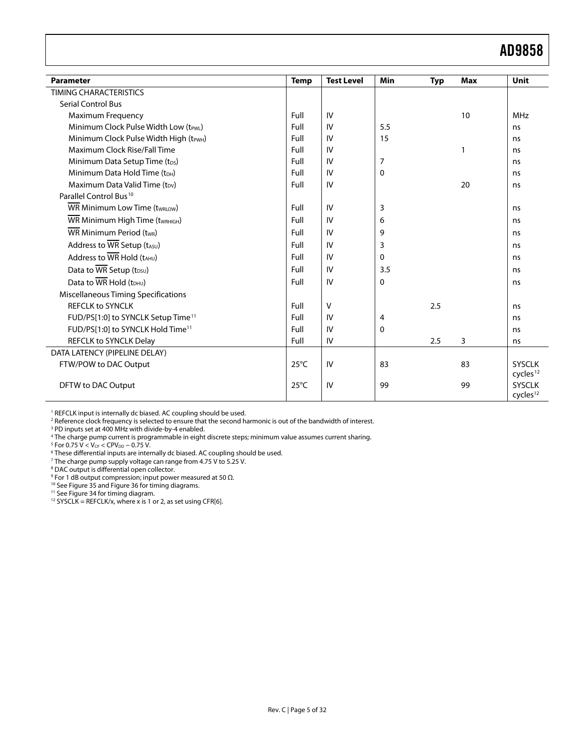| Parameter | Temp | Test Level | Min | Typ | Max | Unit |
|---|---|---|---|---|---|---|
| TIMING CHARACTERISTICS | | | | | | |
| Serial Control Bus | | | | | | |
| Maximum Frequency | Full | IV | | | 10 | MHz |
| Minimum Clock Pulse Width Low ($t_{PWL}$) | Full | IV | 5.5 | | | ns |
| Minimum Clock Pulse Width High ($t_{PWH}$) | Full | IV | 15 | | | ns |
| Maximum Clock Rise/Fall Time | Full | IV | | | 1 | ns |
| Minimum Data Setup Time ($t_{DS}$) | Full | IV | 7 | | | ns |
| Minimum Data Hold Time ($t_{DH}$) | Full | IV | 0 | | | ns |
| Maximum Data Valid Time ($t_{DV}$) | Full | IV | | | 20 | ns |
| Parallel Control Bus[10] | | | | | | |
| $\overline{WR}$ Minimum Low Time ($t_{WRLOW}$) | Full | IV | 3 | | | ns |
| $\overline{WR}$ Minimum High Time ($t_{WRHIGH}$) | Full | IV | 6 | | | ns |
| $\overline{WR}$ Minimum Period ($t_{WR}$) | Full | IV | 9 | | | ns |
| Address to $\overline{WR}$ Setup ($t_{ASU}$) | Full | IV | 3 | | | ns |
| Address to $\overline{WR}$ Hold ($t_{AHU}$) | Full | IV | 0 | | | ns |
| Data to $\overline{WR}$ Setup ($t_{DSU}$) | Full | IV | 3.5 | | | ns |
| Data to $\overline{WR}$ Hold ($t_{DHU}$) | Full | IV | 0 | | | ns |
| Miscellaneous Timing Specifications | | | | | | |
| REFCLK to SYNCLK | Full | V | | 2.5 | | ns |
| FUD/PS[1:0] to SYNCLK Setup Time[11] | Full | IV | 4 | | | ns |
| FUD/PS[1:0] to SYNCLK Hold Time[11] | Full | IV | 0 | | | ns |
| REFCLK to SYNCLK Delay | Full | IV | | 2.5 | 3 | ns |
| DATA LATENCY (PIPELINE DELAY) | | | | | | |
| FTW/POW to DAC Output | 25°C | IV | 83 | | 83 | SYSCLK cycles[12] |
| DFTW to DAC Output | 25°C | IV | 99 | | 99 | SYSCLK cycles[12] |

[1] REFCLK input is internally dc biased. AC coupling should be used.
[2] Reference clock frequency is selected to ensure that the second harmonic is out of the bandwidth of interest.
[3] PD inputs set at 400 MHz with divide-by-4 enabled.
[4] The charge pump current is programmable in eight discrete steps; minimum value assumes current sharing.
[5] For 0.75 V < $V_{CP}$ < $CPV_{DD}$ – 0.75 V.
[6] These differential inputs are internally dc biased. AC coupling should be used.
[7] The charge pump supply voltage can range from 4.75 V to 5.25 V.
[8] DAC output is differential open collector.
[9] For 1 dB output compression; input power measured at 50 Ω.
[10] See Figure 35 and Figure 36 for timing diagrams.
[11] See Figure 34 for timing diagram.
[12] SYSCLK = REFCLK/x, where x is 1 or 2, as set using CFR[6].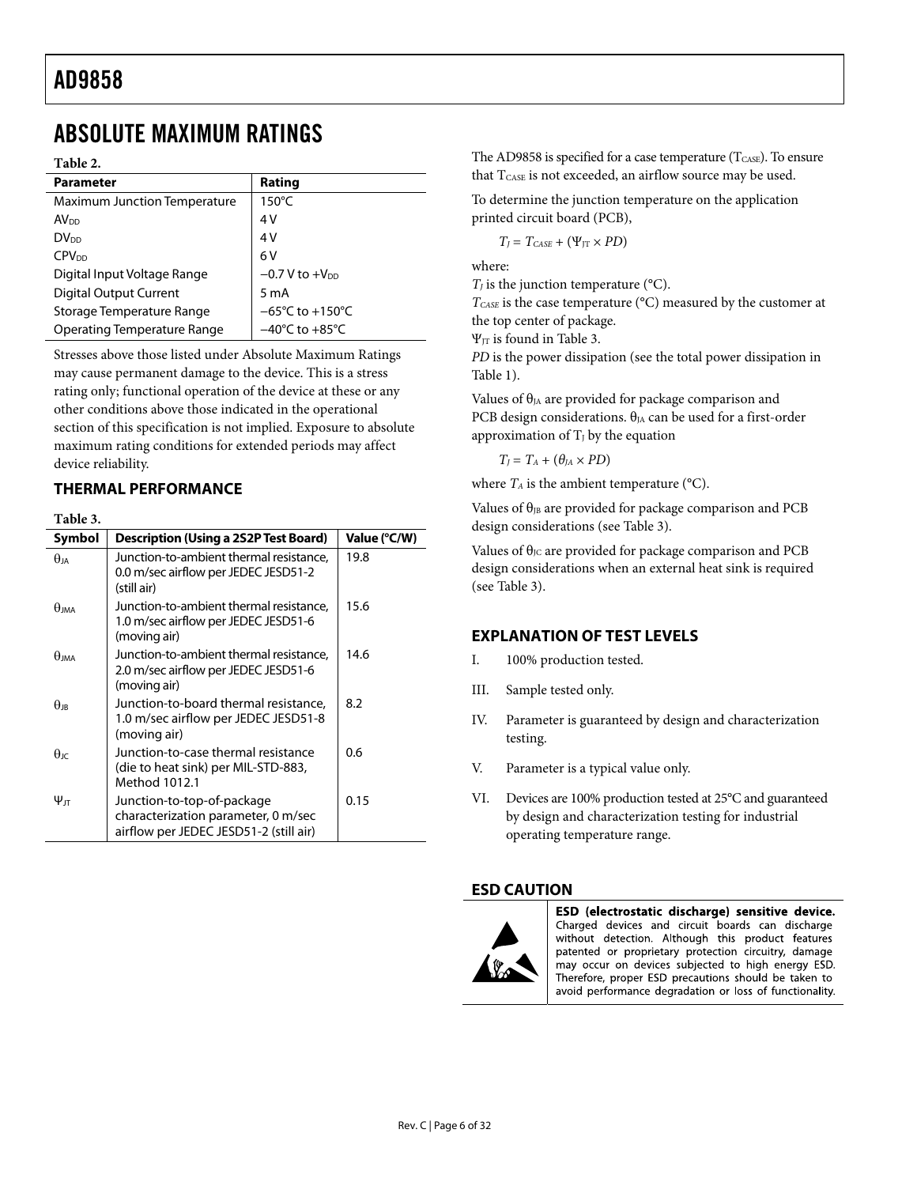# ABSOLUTE MAXIMUM RATINGS

**Table 2.**

| Parameter | Rating |
|---|---|
| Maximum Junction Temperature | 150°C |
| $AV_{DD}$ | 4 V |
| $DV_{DD}$ | 4 V |
| $CPV_{DD}$ | 6 V |
| Digital Input Voltage Range | −0.7 V to $+V_{DD}$ |
| Digital Output Current | 5 mA |
| Storage Temperature Range | −65°C to +150°C |
| Operating Temperature Range | −40°C to +85°C |

Stresses above those listed under Absolute Maximum Ratings may cause permanent damage to the device. This is a stress rating only; functional operation of the device at these or any other conditions above those indicated in the operational section of this specification is not implied. Exposure to absolute maximum rating conditions for extended periods may affect device reliability.

## THERMAL PERFORMANCE

**Table 3.**

| Symbol | Description (Using a 2S2P Test Board) | Value (°C/W) |
|---|---|---|
| $\theta_{JA}$ | Junction-to-ambient thermal resistance, 0.0 m/sec airflow per JEDEC JESD51-2 (still air) | 19.8 |
| $\theta_{JMA}$ | Junction-to-ambient thermal resistance, 1.0 m/sec airflow per JEDEC JESD51-6 (moving air) | 15.6 |
| $\theta_{JMA}$ | Junction-to-ambient thermal resistance, 2.0 m/sec airflow per JEDEC JESD51-6 (moving air) | 14.6 |
| $\theta_{JB}$ | Junction-to-board thermal resistance, 1.0 m/sec airflow per JEDEC JESD51-8 (moving air) | 8.2 |
| $\theta_{JC}$ | Junction-to-case thermal resistance (die to heat sink) per MIL-STD-883, Method 1012.1 | 0.6 |
| $\Psi_{JT}$ | Junction-to-top-of-package characterization parameter, 0 m/sec airflow per JEDEC JESD51-2 (still air) | 0.15 |

The AD9858 is specified for a case temperature ($T_{CASE}$). To ensure that $T_{CASE}$ is not exceeded, an airflow source may be used.

To determine the junction temperature on the application printed circuit board (PCB),

$$T_J = T_{CASE} + (\Psi_{JT} \times PD)$$

where:

$T_J$ is the junction temperature (°C).
$T_{CASE}$ is the case temperature (°C) measured by the customer at the top center of package.
$\Psi_{JT}$ is found in Table 3.
$PD$ is the power dissipation (see the total power dissipation in Table 1).

Values of $\theta_{JA}$ are provided for package comparison and PCB design considerations. $\theta_{JA}$ can be used for a first-order approximation of $T_J$ by the equation

$$T_J = T_A + (\theta_{JA} \times PD)$$

where $T_A$ is the ambient temperature (°C).

Values of $\theta_{JB}$ are provided for package comparison and PCB design considerations (see Table 3).

Values of $\theta_{JC}$ are provided for package comparison and PCB design considerations when an external heat sink is required (see Table 3).

## EXPLANATION OF TEST LEVELS

I. 100% production tested.

III. Sample tested only.

IV. Parameter is guaranteed by design and characterization testing.

V. Parameter is a typical value only.

VI. Devices are 100% production tested at 25°C and guaranteed by design and characterization testing for industrial operating temperature range.

## ESD CAUTION

**ESD (electrostatic discharge) sensitive device.** Charged devices and circuit boards can discharge without detection. Although this product features patented or proprietary protection circuitry, damage may occur on devices subjected to high energy ESD. Therefore, proper ESD precautions should be taken to avoid performance degradation or loss of functionality.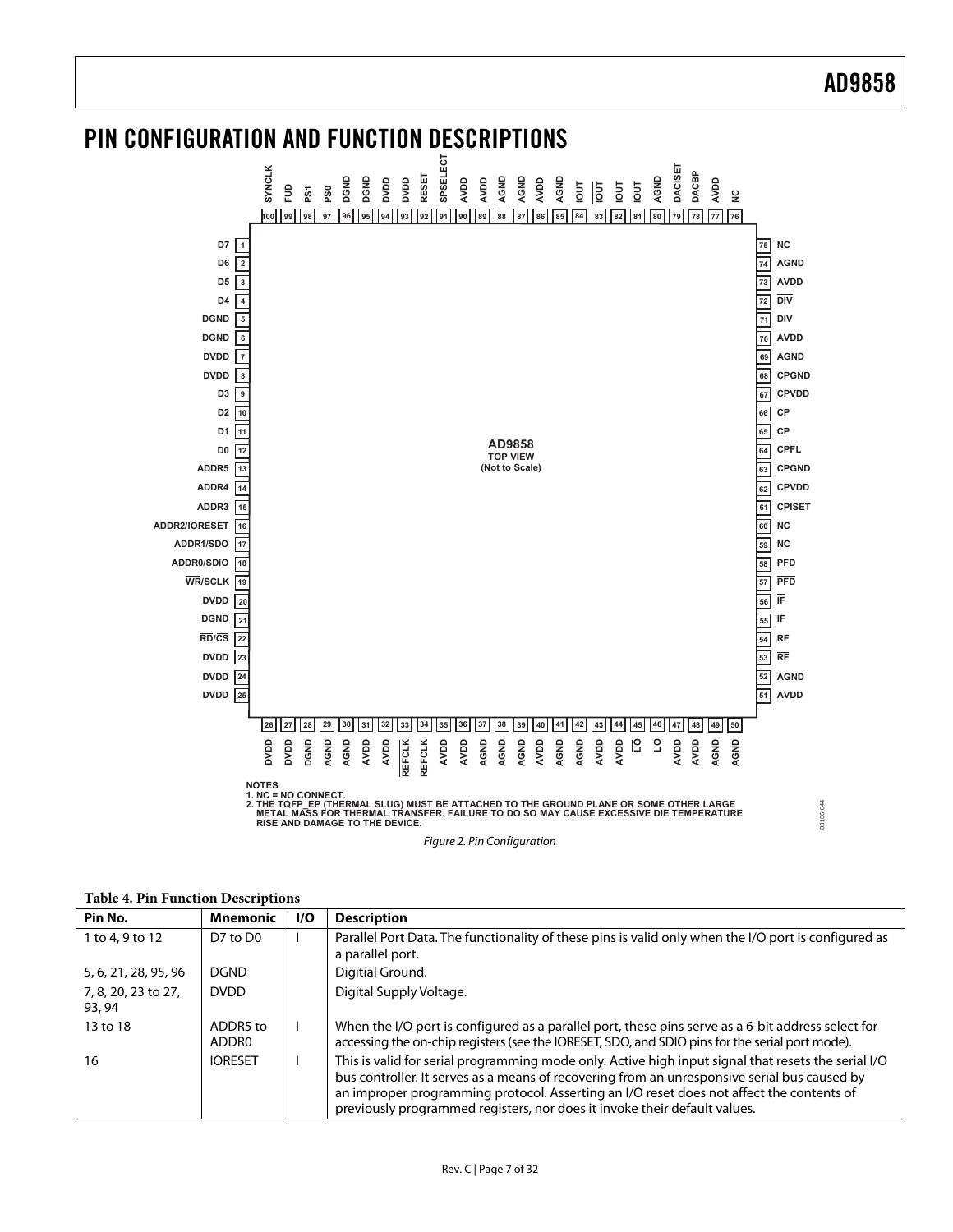# PIN CONFIGURATION AND FUNCTION DESCRIPTIONS

NOTES
1. NC = NO CONNECT.
2. THE TQFP_EP (THERMAL SLUG) MUST BE ATTACHED TO THE GROUND PLANE OR SOME OTHER LARGE METAL MASS FOR THERMAL TRANSFER. FAILURE TO DO SO MAY CAUSE EXCESSIVE DIE TEMPERATURE RISE AND DAMAGE TO THE DEVICE.

*Figure 2. Pin Configuration*

**Table 4. Pin Function Descriptions**

| Pin No. | Mnemonic | I/O | Description |
|---|---|---|---|
| 1 to 4, 9 to 12 | D7 to D0 | I | Parallel Port Data. The functionality of these pins is valid only when the I/O port is configured as a parallel port. |
| 5, 6, 21, 28, 95, 96 | DGND | | Digitial Ground. |
| 7, 8, 20, 23 to 27, 93, 94 | DVDD | | Digital Supply Voltage. |
| 13 to 18 | ADDR5 to ADDR0 | I | When the I/O port is configured as a parallel port, these pins serve as a 6-bit address select for accessing the on-chip registers (see the IORESET, SDO, and SDIO pins for the serial port mode). |
| 16 | IORESET | I | This is valid for serial programming mode only. Active high input signal that resets the serial I/O bus controller. It serves as a means of recovering from an unresponsive serial bus caused by an improper programming protocol. Asserting an I/O reset does not affect the contents of previously programmed registers, nor does it invoke their default values. |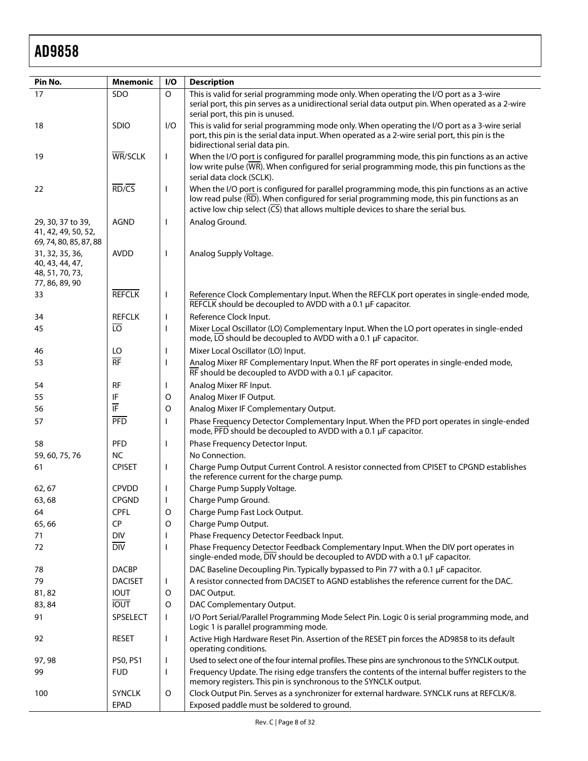| Pin No. | Mnemonic | I/O | Description |
|---|---|---|---|
| 17 | SDO | O | This is valid for serial programming mode only. When operating the I/O port as a 3-wire serial port, this pin serves as a unidirectional serial data output pin. When operated as a 2-wire serial port, this pin is unused. |
| 18 | SDIO | I/O | This is valid for serial programming mode only. When operating the I/O port as a 3-wire serial port, this pin is the serial data input. When operated as a 2-wire serial port, this pin is the bidirectional serial data pin. |
| 19 | $\overline{WR}$/SCLK | I | When the I/O port is configured for parallel programming mode, this pin functions as an active low write pulse ($\overline{WR}$). When configured for serial programming mode, this pin functions as the serial data clock (SCLK). |
| 22 | $\overline{RD}$/$\overline{CS}$ | I | When the I/O port is configured for parallel programming mode, this pin functions as an active low read pulse ($\overline{RD}$). When configured for serial programming mode, this pin functions as an active low chip select ($\overline{CS}$) that allows multiple devices to share the serial bus. |
| 29, 30, 37 to 39, 41, 42, 49, 50, 52, 69, 74, 80, 85, 87, 88 | AGND | I | Analog Ground. |
| 31, 32, 35, 36, 40, 43, 44, 47, 48, 51, 70, 73, 77, 86, 89, 90 | AVDD | I | Analog Supply Voltage. |
| 33 | $\overline{REFCLK}$ | I | Reference Clock Complementary Input. When the REFCLK port operates in single-ended mode, $\overline{REFCLK}$ should be decoupled to AVDD with a 0.1 µF capacitor. |
| 34 | REFCLK | I | Reference Clock Input. |
| 45 | $\overline{LO}$ | I | Mixer Local Oscillator (LO) Complementary Input. When the LO port operates in single-ended mode, $\overline{LO}$ should be decoupled to AVDD with a 0.1 µF capacitor. |
| 46 | LO | I | Mixer Local Oscillator (LO) Input. |
| 53 | $\overline{RF}$ | I | Analog Mixer RF Complementary Input. When the RF port operates in single-ended mode, $\overline{RF}$ should be decoupled to AVDD with a 0.1 µF capacitor. |
| 54 | RF | I | Analog Mixer RF Input. |
| 55 | IF | O | Analog Mixer IF Output. |
| 56 | $\overline{IF}$ | O | Analog Mixer IF Complementary Output. |
| 57 | $\overline{PFD}$ | I | Phase Frequency Detector Complementary Input. When the PFD port operates in single-ended mode, $\overline{PFD}$ should be decoupled to AVDD with a 0.1 µF capacitor. |
| 58 | PFD | I | Phase Frequency Detector Input. |
| 59, 60, 75, 76 | NC | | No Connection. |
| 61 | CPISET | I | Charge Pump Output Current Control. A resistor connected from CPISET to CPGND establishes the reference current for the charge pump. |
| 62, 67 | CPVDD | I | Charge Pump Supply Voltage. |
| 63, 68 | CPGND | I | Charge Pump Ground. |
| 64 | CPFL | O | Charge Pump Fast Lock Output. |
| 65, 66 | CP | O | Charge Pump Output. |
| 71 | DIV | I | Phase Frequency Detector Feedback Input. |
| 72 | $\overline{DIV}$ | I | Phase Frequency Detector Feedback Complementary Input. When the DIV port operates in single-ended mode, $\overline{DIV}$ should be decoupled to AVDD with a 0.1 µF capacitor. |
| 78 | DACBP | | DAC Baseline Decoupling Pin. Typically bypassed to Pin 77 with a 0.1 µF capacitor. |
| 79 | DACISET | I | A resistor connected from DACISET to AGND establishes the reference current for the DAC. |
| 81, 82 | IOUT | O | DAC Output. |
| 83, 84 | $\overline{IOUT}$ | O | DAC Complementary Output. |
| 91 | SPSELECT | I | I/O Port Serial/Parallel Programming Mode Select Pin. Logic 0 is serial programming mode, and Logic 1 is parallel programming mode. |
| 92 | RESET | I | Active High Hardware Reset Pin. Assertion of the RESET pin forces the AD9858 to its default operating conditions. |
| 97, 98 | PS0, PS1 | I | Used to select one of the four internal profiles. These pins are synchronous to the SYNCLK output. |
| 99 | FUD | I | Frequency Update. The rising edge transfers the contents of the internal buffer registers to the memory registers. This pin is synchronous to the SYNCLK output. |
| 100 | SYNCLK | O | Clock Output Pin. Serves as a synchronizer for external hardware. SYNCLK runs at REFCLK/8. |
| | EPAD | | Exposed paddle must be soldered to ground. |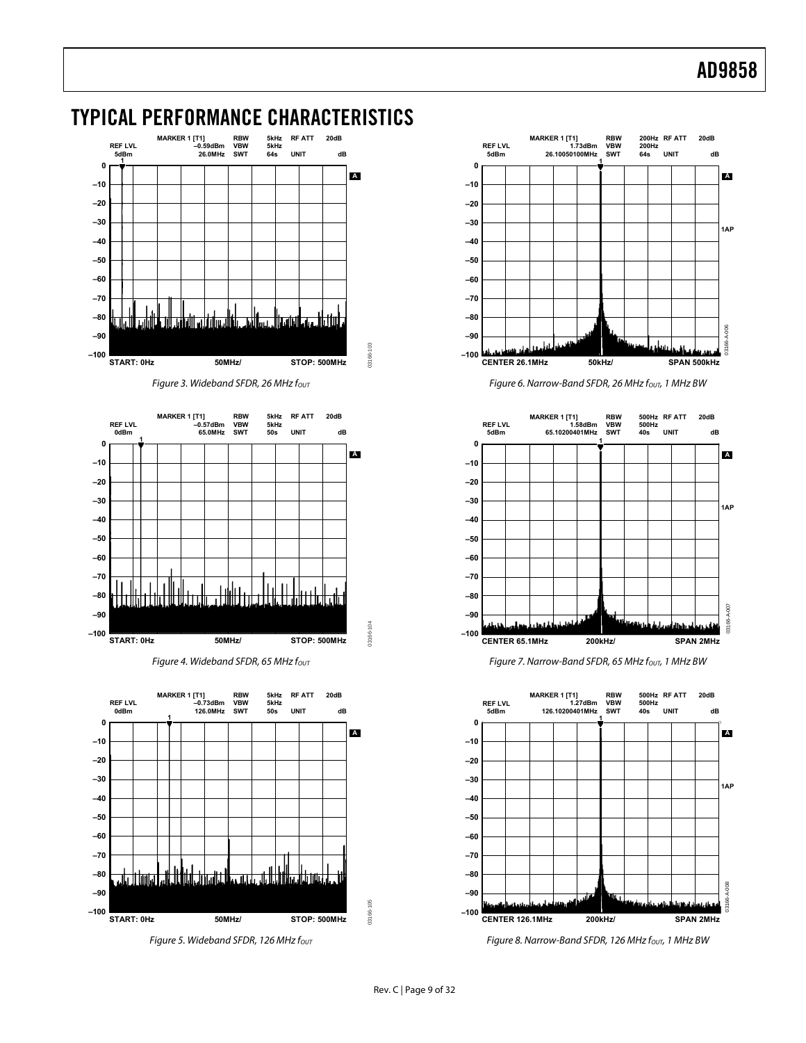## TYPICAL PERFORMANCE CHARACTERISTICS

Figure 3. Wideband SFDR, 26 MHz $f_{OUT}$

Figure 4. Wideband SFDR, 65 MHz $f_{OUT}$

Figure 5. Wideband SFDR, 126 MHz $f_{OUT}$

Figure 6. Narrow-Band SFDR, 26 MHz $f_{OUT}$, 1 MHz BW

Figure 7. Narrow-Band SFDR, 65 MHz $f_{OUT}$, 1 MHz BW

Figure 8. Narrow-Band SFDR, 126 MHz $f_{OUT}$, 1 MHz BW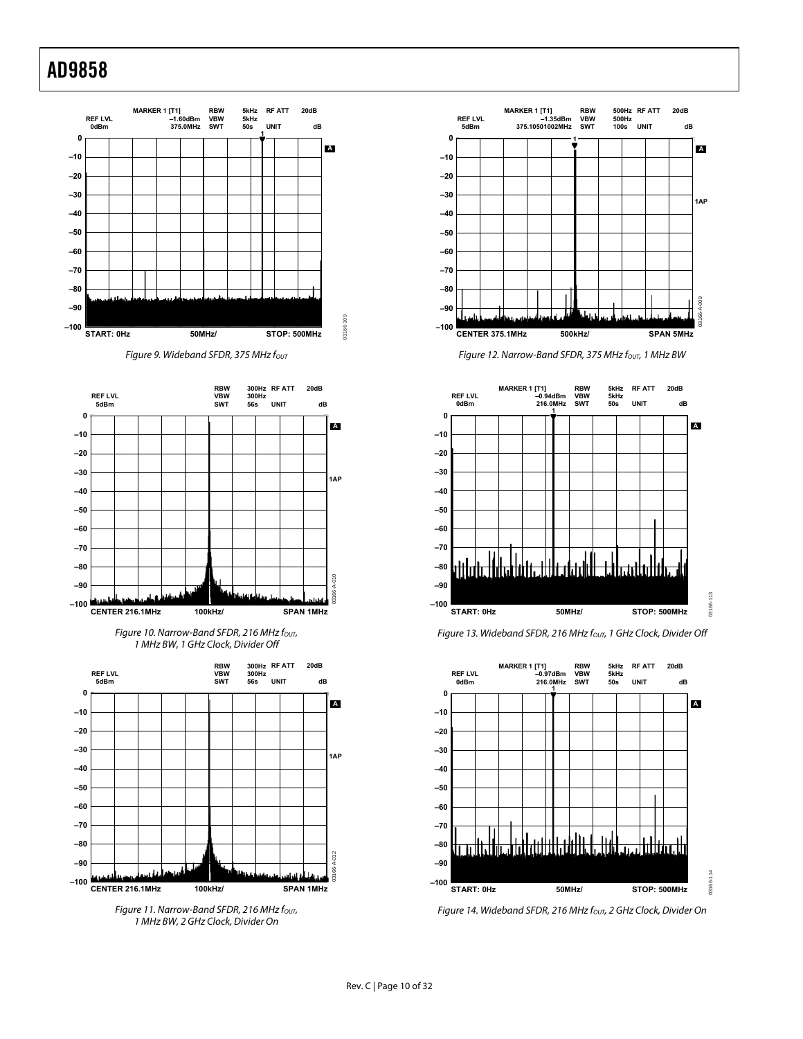Figure 9. Wideband SFDR, 375 MHz $f_{OUT}$

Figure 10. Narrow-Band SFDR, 216 MHz $f_{OUT}$, 1 MHz BW, 1 GHz Clock, Divider Off

Figure 11. Narrow-Band SFDR, 216 MHz $f_{OUT}$, 1 MHz BW, 2 GHz Clock, Divider On

Figure 12. Narrow-Band SFDR, 375 MHz $f_{OUT}$, 1 MHz BW

Figure 13. Wideband SFDR, 216 MHz $f_{OUT}$, 1 GHz Clock, Divider Off

Figure 14. Wideband SFDR, 216 MHz $f_{OUT}$, 2 GHz Clock, Divider On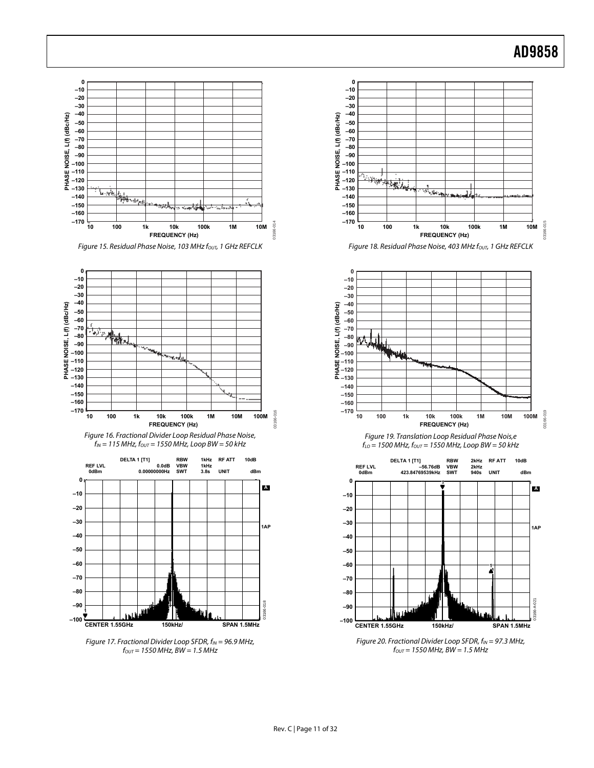Figure 15. Residual Phase Noise, 103 MHz $f_{OUT}$, 1 GHz REFCLK

Figure 16. Fractional Divider Loop Residual Phase Noise, $f_{IN}$ = 115 MHz, $f_{OUT}$ = 1550 MHz, Loop BW = 50 kHz

Figure 17. Fractional Divider Loop SFDR, $f_{IN}$ = 96.9 MHz, $f_{OUT}$ = 1550 MHz, BW = 1.5 MHz

Figure 18. Residual Phase Noise, 403 MHz $f_{OUT}$, 1 GHz REFCLK

Figure 19. Translation Loop Residual Phase Nois,e $f_{LO}$ = 1500 MHz, $f_{OUT}$ = 1550 MHz, Loop BW = 50 kHz

Figure 20. Fractional Divider Loop SFDR, $f_{IN}$ = 97.3 MHz, $f_{OUT}$ = 1550 MHz, BW = 1.5 MHz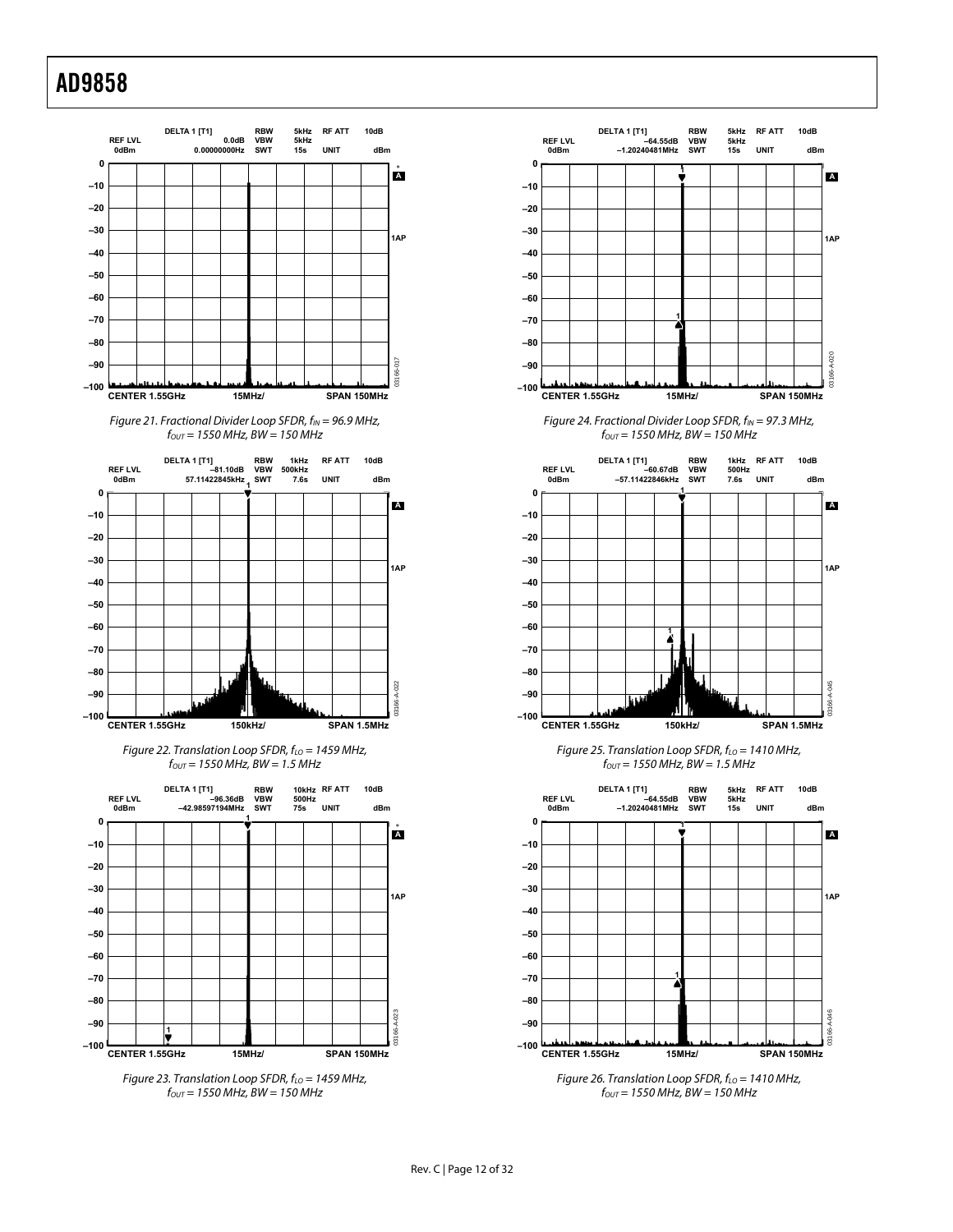Figure 21. Fractional Divider Loop SFDR, $f_{IN}$ = 96.9 MHz, $f_{OUT}$ = 1550 MHz, BW = 150 MHz

Figure 22. Translation Loop SFDR, $f_{LO}$ = 1459 MHz, $f_{OUT}$ = 1550 MHz, BW = 1.5 MHz

Figure 23. Translation Loop SFDR, $f_{LO}$ = 1459 MHz, $f_{OUT}$ = 1550 MHz, BW = 150 MHz

Figure 24. Fractional Divider Loop SFDR, $f_{IN}$ = 97.3 MHz, $f_{OUT}$ = 1550 MHz, BW = 150 MHz

Figure 25. Translation Loop SFDR, $f_{LO}$ = 1410 MHz, $f_{OUT}$ = 1550 MHz, BW = 1.5 MHz

Figure 26. Translation Loop SFDR, $f_{LO}$ = 1410 MHz, $f_{OUT}$ = 1550 MHz, BW = 150 MHz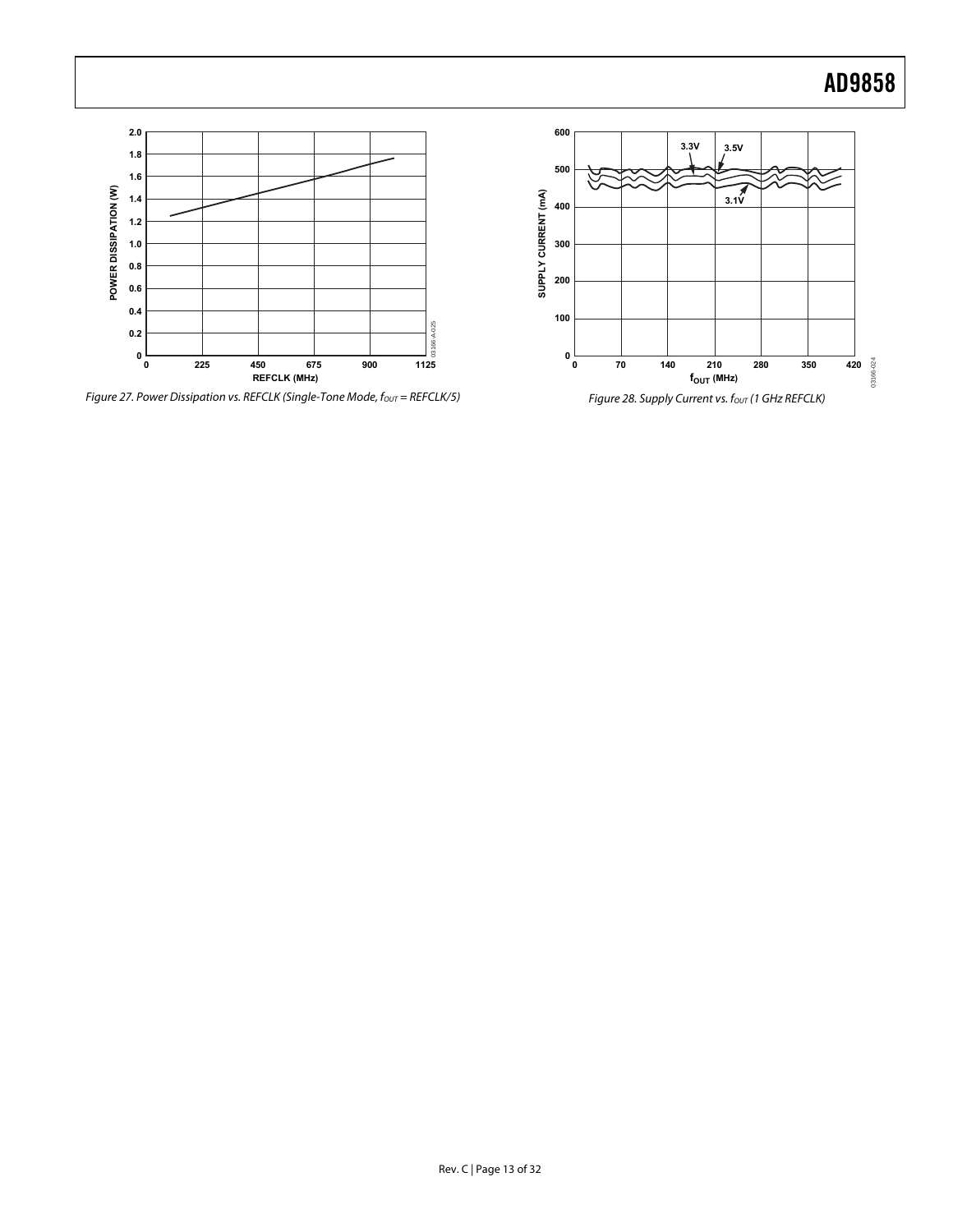Figure 27. Power Dissipation vs. REFCLK (Single-Tone Mode, $f_{OUT}$ = REFCLK/5)

Figure 28. Supply Current vs. $f_{OUT}$ (1 GHz REFCLK)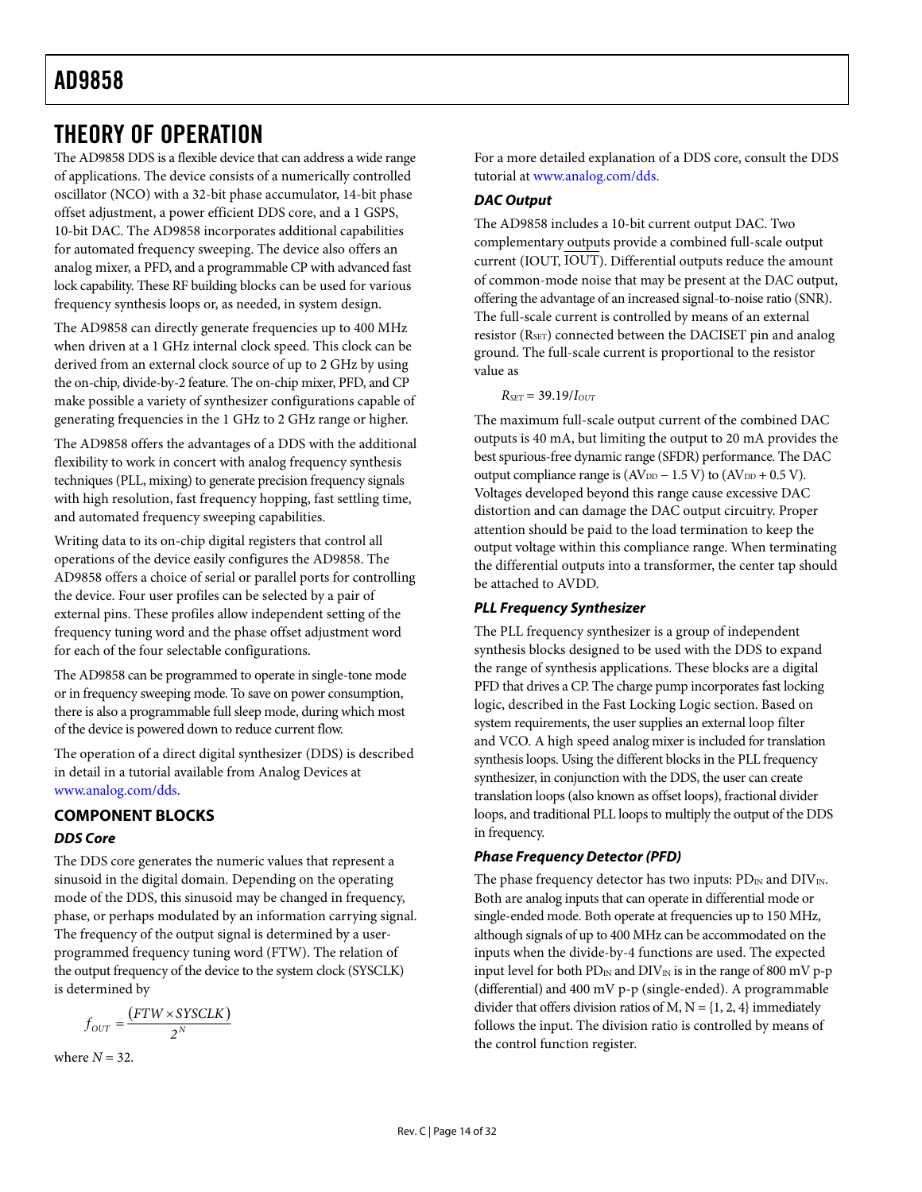# THEORY OF OPERATION

The AD9858 DDS is a flexible device that can address a wide range of applications. The device consists of a numerically controlled oscillator (NCO) with a 32-bit phase accumulator, 14-bit phase offset adjustment, a power efficient DDS core, and a 1 GSPS, 10-bit DAC. The AD9858 incorporates additional capabilities for automated frequency sweeping. The device also offers an analog mixer, a PFD, and a programmable CP with advanced fast lock capability. These RF building blocks can be used for various frequency synthesis loops or, as needed, in system design.

The AD9858 can directly generate frequencies up to 400 MHz when driven at a 1 GHz internal clock speed. This clock can be derived from an external clock source of up to 2 GHz by using the on-chip, divide-by-2 feature. The on-chip mixer, PFD, and CP make possible a variety of synthesizer configurations capable of generating frequencies in the 1 GHz to 2 GHz range or higher.

The AD9858 offers the advantages of a DDS with the additional flexibility to work in concert with analog frequency synthesis techniques (PLL, mixing) to generate precision frequency signals with high resolution, fast frequency hopping, fast settling time, and automated frequency sweeping capabilities.

Writing data to its on-chip digital registers that control all operations of the device easily configures the AD9858. The AD9858 offers a choice of serial or parallel ports for controlling the device. Four user profiles can be selected by a pair of external pins. These profiles allow independent setting of the frequency tuning word and the phase offset adjustment word for each of the four selectable configurations.

The AD9858 can be programmed to operate in single-tone mode or in frequency sweeping mode. To save on power consumption, there is also a programmable full sleep mode, during which most of the device is powered down to reduce current flow.

The operation of a direct digital synthesizer (DDS) is described in detail in a tutorial available from Analog Devices at www.analog.com/dds.

## COMPONENT BLOCKS

### DDS Core

The DDS core generates the numeric values that represent a sinusoid in the digital domain. Depending on the operating mode of the DDS, this sinusoid may be changed in frequency, phase, or perhaps modulated by an information carrying signal. The frequency of the output signal is determined by a user-programmed frequency tuning word (FTW). The relation of the output frequency of the device to the system clock (SYSCLK) is determined by

$$f_{OUT} = \frac{(FTW \times SYSCLK)}{2^N}$$

where $N = 32$.

For a more detailed explanation of a DDS core, consult the DDS tutorial at www.analog.com/dds.

### DAC Output

The AD9858 includes a 10-bit current output DAC. Two complementary outputs provide a combined full-scale output current (IOUT, $\overline{\text{IOUT}}$). Differential outputs reduce the amount of common-mode noise that may be present at the DAC output, offering the advantage of an increased signal-to-noise ratio (SNR). The full-scale current is controlled by means of an external resistor ($R_{SET}$) connected between the DACISET pin and analog ground. The full-scale current is proportional to the resistor value as

$$R_{SET} = 39.19/I_{OUT}$$

The maximum full-scale output current of the combined DAC outputs is 40 mA, but limiting the output to 20 mA provides the best spurious-free dynamic range (SFDR) performance. The DAC output compliance range is ($AV_{DD}$ − 1.5 V) to ($AV_{DD}$ + 0.5 V). Voltages developed beyond this range cause excessive DAC distortion and can damage the DAC output circuitry. Proper attention should be paid to the load termination to keep the output voltage within this compliance range. When terminating the differential outputs into a transformer, the center tap should be attached to AVDD.

### PLL Frequency Synthesizer

The PLL frequency synthesizer is a group of independent synthesis blocks designed to be used with the DDS to expand the range of synthesis applications. These blocks are a digital PFD that drives a CP. The charge pump incorporates fast locking logic, described in the Fast Locking Logic section. Based on system requirements, the user supplies an external loop filter and VCO. A high speed analog mixer is included for translation synthesis loops. Using the different blocks in the PLL frequency synthesizer, in conjunction with the DDS, the user can create translation loops (also known as offset loops), fractional divider loops, and traditional PLL loops to multiply the output of the DDS in frequency.

### Phase Frequency Detector (PFD)

The phase frequency detector has two inputs: $PD_{IN}$ and $DIV_{IN}$. Both are analog inputs that can operate in differential mode or single-ended mode. Both operate at frequencies up to 150 MHz, although signals of up to 400 MHz can be accommodated on the inputs when the divide-by-4 functions are used. The expected input level for both $PD_{IN}$ and $DIV_{IN}$ is in the range of 800 mV p-p (differential) and 400 mV p-p (single-ended). A programmable divider that offers division ratios of M, N = {1, 2, 4} immediately follows the input. The division ratio is controlled by means of the control function register.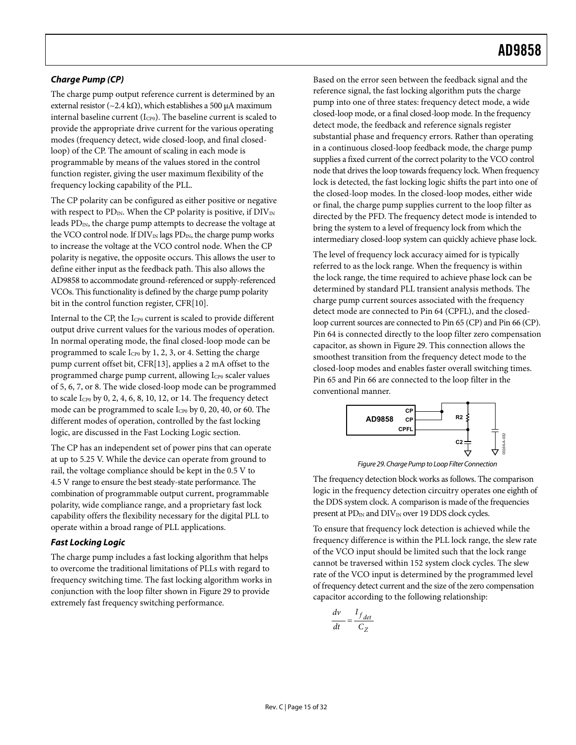### *Charge Pump (CP)*

The charge pump output reference current is determined by an external resistor (~2.4 kΩ), which establishes a 500 µA maximum internal baseline current ($I_{CP0}$). The baseline current is scaled to provide the appropriate drive current for the various operating modes (frequency detect, wide closed-loop, and final closed-loop) of the CP. The amount of scaling in each mode is programmable by means of the values stored in the control function register, giving the user maximum flexibility of the frequency locking capability of the PLL.

The CP polarity can be configured as either positive or negative with respect to $PD_{IN}$. When the CP polarity is positive, if $DIV_{IN}$ leads $PD_{IN}$, the charge pump attempts to decrease the voltage at the VCO control node. If $DIV_{IN}$ lags $PD_{IN}$, the charge pump works to increase the voltage at the VCO control node. When the CP polarity is negative, the opposite occurs. This allows the user to define either input as the feedback path. This also allows the AD9858 to accommodate ground-referenced or supply-referenced VCOs. This functionality is defined by the charge pump polarity bit in the control function register, CFR[10].

Internal to the CP, the $I_{CP0}$ current is scaled to provide different output drive current values for the various modes of operation. In normal operating mode, the final closed-loop mode can be programmed to scale $I_{CP0}$ by 1, 2, 3, or 4. Setting the charge pump current offset bit, CFR[13], applies a 2 mA offset to the programmed charge pump current, allowing $I_{CP0}$ scaler values of 5, 6, 7, or 8. The wide closed-loop mode can be programmed to scale $I_{CP0}$ by 0, 2, 4, 6, 8, 10, 12, or 14. The frequency detect mode can be programmed to scale $I_{CP0}$ by 0, 20, 40, or 60. The different modes of operation, controlled by the fast locking logic, are discussed in the Fast Locking Logic section.

The CP has an independent set of power pins that can operate at up to 5.25 V. While the device can operate from ground to rail, the voltage compliance should be kept in the 0.5 V to 4.5 V range to ensure the best steady-state performance. The combination of programmable output current, programmable polarity, wide compliance range, and a proprietary fast lock capability offers the flexibility necessary for the digital PLL to operate within a broad range of PLL applications.

### *Fast Locking Logic*

The charge pump includes a fast locking algorithm that helps to overcome the traditional limitations of PLLs with regard to frequency switching time. The fast locking algorithm works in conjunction with the loop filter shown in Figure 29 to provide extremely fast frequency switching performance.

Based on the error seen between the feedback signal and the reference signal, the fast locking algorithm puts the charge pump into one of three states: frequency detect mode, a wide closed-loop mode, or a final closed-loop mode. In the frequency detect mode, the feedback and reference signals register substantial phase and frequency errors. Rather than operating in a continuous closed-loop feedback mode, the charge pump supplies a fixed current of the correct polarity to the VCO control node that drives the loop towards frequency lock. When frequency lock is detected, the fast locking logic shifts the part into one of the closed-loop modes. In the closed-loop modes, either wide or final, the charge pump supplies current to the loop filter as directed by the PFD. The frequency detect mode is intended to bring the system to a level of frequency lock from which the intermediary closed-loop system can quickly achieve phase lock.

The level of frequency lock accuracy aimed for is typically referred to as the lock range. When the frequency is within the lock range, the time required to achieve phase lock can be determined by standard PLL transient analysis methods. The charge pump current sources associated with the frequency detect mode are connected to Pin 64 (CPFL), and the closed-loop current sources are connected to Pin 65 (CP) and Pin 66 (CP). Pin 64 is connected directly to the loop filter zero compensation capacitor, as shown in Figure 29. This connection allows the smoothest transition from the frequency detect mode to the closed-loop modes and enables faster overall switching times. Pin 65 and Pin 66 are connected to the loop filter in the conventional manner.

Figure 29. Charge Pump to Loop Filter Connection

The frequency detection block works as follows. The comparison logic in the frequency detection circuitry operates one eighth of the DDS system clock. A comparison is made of the frequencies present at $PD_{IN}$ and $DIV_{IN}$ over 19 DDS clock cycles.

To ensure that frequency lock detection is achieved while the frequency difference is within the PLL lock range, the slew rate of the VCO input should be limited such that the lock range cannot be traversed within 152 system clock cycles. The slew rate of the VCO input is determined by the programmed level of frequency detect current and the size of the zero compensation capacitor according to the following relationship:

$$\frac{dv}{dt} = \frac{I_{f_{det}}}{C_Z}$$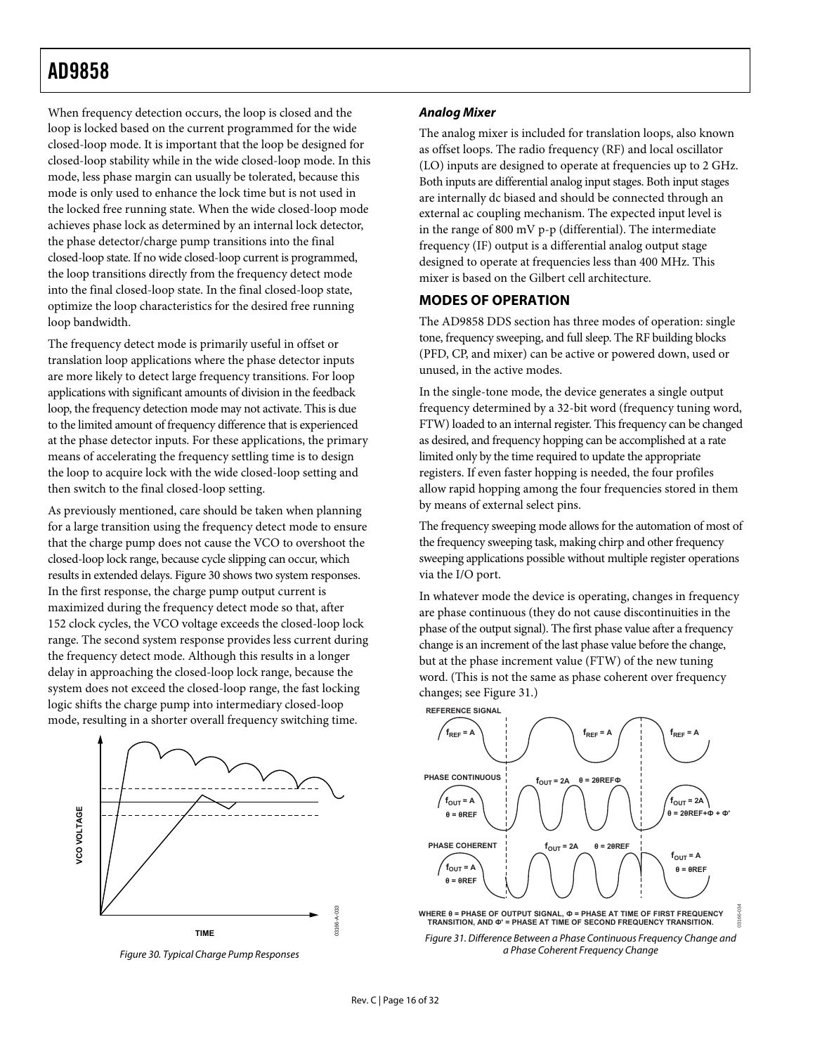When frequency detection occurs, the loop is closed and the loop is locked based on the current programmed for the wide closed-loop mode. It is important that the loop be designed for closed-loop stability while in the wide closed-loop mode. In this mode, less phase margin can usually be tolerated, because this mode is only used to enhance the lock time but is not used in the locked free running state. When the wide closed-loop mode achieves phase lock as determined by an internal lock detector, the phase detector/charge pump transitions into the final closed-loop state. If no wide closed-loop current is programmed, the loop transitions directly from the frequency detect mode into the final closed-loop state. In the final closed-loop state, optimize the loop characteristics for the desired free running loop bandwidth.

The frequency detect mode is primarily useful in offset or translation loop applications where the phase detector inputs are more likely to detect large frequency transitions. For loop applications with significant amounts of division in the feedback loop, the frequency detection mode may not activate. This is due to the limited amount of frequency difference that is experienced at the phase detector inputs. For these applications, the primary means of accelerating the frequency settling time is to design the loop to acquire lock with the wide closed-loop setting and then switch to the final closed-loop setting.

As previously mentioned, care should be taken when planning for a large transition using the frequency detect mode to ensure that the charge pump does not cause the VCO to overshoot the closed-loop lock range, because cycle slipping can occur, which results in extended delays. Figure 30 shows two system responses. In the first response, the charge pump output current is maximized during the frequency detect mode so that, after 152 clock cycles, the VCO voltage exceeds the closed-loop lock range. The second system response provides less current during the frequency detect mode. Although this results in a longer delay in approaching the closed-loop lock range, because the system does not exceed the closed-loop range, the fast locking logic shifts the charge pump into intermediary closed-loop mode, resulting in a shorter overall frequency switching time.

Figure 30. Typical Charge Pump Responses

### *Analog Mixer*

The analog mixer is included for translation loops, also known as offset loops. The radio frequency (RF) and local oscillator (LO) inputs are designed to operate at frequencies up to 2 GHz. Both inputs are differential analog input stages. Both input stages are internally dc biased and should be connected through an external ac coupling mechanism. The expected input level is in the range of 800 mV p-p (differential). The intermediate frequency (IF) output is a differential analog output stage designed to operate at frequencies less than 400 MHz. This mixer is based on the Gilbert cell architecture.

## MODES OF OPERATION

The AD9858 DDS section has three modes of operation: single tone, frequency sweeping, and full sleep. The RF building blocks (PFD, CP, and mixer) can be active or powered down, used or unused, in the active modes.

In the single-tone mode, the device generates a single output frequency determined by a 32-bit word (frequency tuning word, FTW) loaded to an internal register. This frequency can be changed as desired, and frequency hopping can be accomplished at a rate limited only by the time required to update the appropriate registers. If even faster hopping is needed, the four profiles allow rapid hopping among the four frequencies stored in them by means of external select pins.

The frequency sweeping mode allows for the automation of most of the frequency sweeping task, making chirp and other frequency sweeping applications possible without multiple register operations via the I/O port.

In whatever mode the device is operating, changes in frequency are phase continuous (they do not cause discontinuities in the phase of the output signal). The first phase value after a frequency change is an increment of the last phase value before the change, but at the phase increment value (FTW) of the new tuning word. (This is not the same as phase coherent over frequency changes; see Figure 31.)

Figure 31. Difference Between a Phase Continuous Frequency Change and a Phase Coherent Frequency Change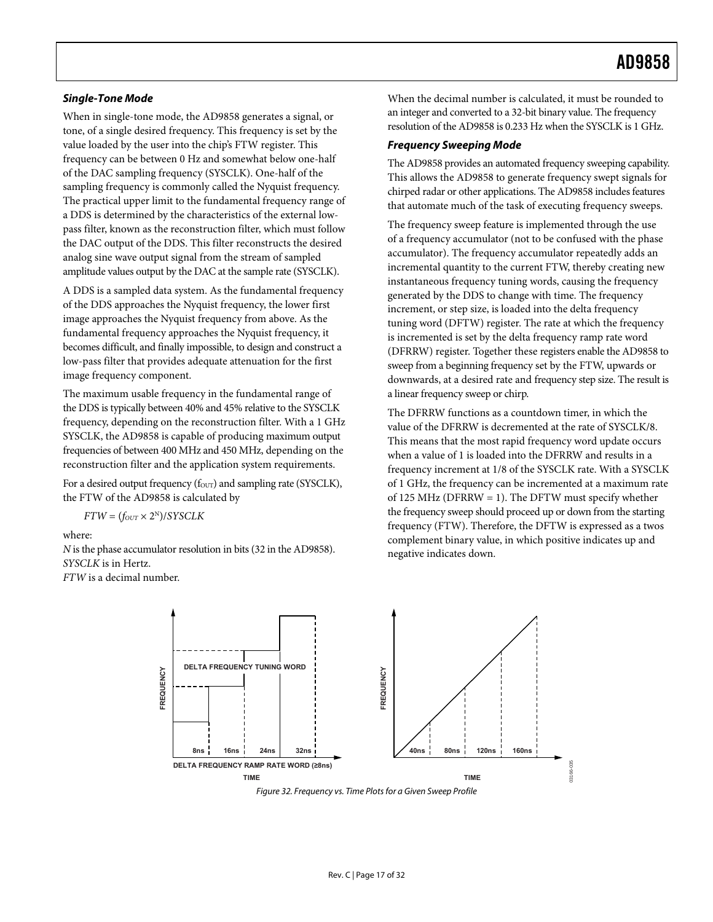### Single-Tone Mode

When in single-tone mode, the AD9858 generates a signal, or tone, of a single desired frequency. This frequency is set by the value loaded by the user into the chip's FTW register. This frequency can be between 0 Hz and somewhat below one-half of the DAC sampling frequency (SYSCLK). One-half of the sampling frequency is commonly called the Nyquist frequency. The practical upper limit to the fundamental frequency range of a DDS is determined by the characteristics of the external low-pass filter, known as the reconstruction filter, which must follow the DAC output of the DDS. This filter reconstructs the desired analog sine wave output signal from the stream of sampled amplitude values output by the DAC at the sample rate (SYSCLK).

A DDS is a sampled data system. As the fundamental frequency of the DDS approaches the Nyquist frequency, the lower first image approaches the Nyquist frequency from above. As the fundamental frequency approaches the Nyquist frequency, it becomes difficult, and finally impossible, to design and construct a low-pass filter that provides adequate attenuation for the first image frequency component.

The maximum usable frequency in the fundamental range of the DDS is typically between 40% and 45% relative to the SYSCLK frequency, depending on the reconstruction filter. With a 1 GHz SYSCLK, the AD9858 is capable of producing maximum output frequencies of between 400 MHz and 450 MHz, depending on the reconstruction filter and the application system requirements.

For a desired output frequency ($f_{OUT}$) and sampling rate (SYSCLK), the FTW of the AD9858 is calculated by

$$FTW = (f_{OUT} \times 2^N)/SYSCLK$$

where:
*N* is the phase accumulator resolution in bits (32 in the AD9858).
*SYSCLK* is in Hertz.
*FTW* is a decimal number.

When the decimal number is calculated, it must be rounded to an integer and converted to a 32-bit binary value. The frequency resolution of the AD9858 is 0.233 Hz when the SYSCLK is 1 GHz.

### Frequency Sweeping Mode

The AD9858 provides an automated frequency sweeping capability. This allows the AD9858 to generate frequency swept signals for chirped radar or other applications. The AD9858 includes features that automate much of the task of executing frequency sweeps.

The frequency sweep feature is implemented through the use of a frequency accumulator (not to be confused with the phase accumulator). The frequency accumulator repeatedly adds an incremental quantity to the current FTW, thereby creating new instantaneous frequency tuning words, causing the frequency generated by the DDS to change with time. The frequency increment, or step size, is loaded into the delta frequency tuning word (DFTW) register. The rate at which the frequency is incremented is set by the delta frequency ramp rate word (DFRRW) register. Together these registers enable the AD9858 to sweep from a beginning frequency set by the FTW, upwards or downwards, at a desired rate and frequency step size. The result is a linear frequency sweep or chirp.

The DFRRW functions as a countdown timer, in which the value of the DFRRW is decremented at the rate of SYSCLK/8. This means that the most rapid frequency word update occurs when a value of 1 is loaded into the DFRRW and results in a frequency increment at 1/8 of the SYSCLK rate. With a SYSCLK of 1 GHz, the frequency can be incremented at a maximum rate of 125 MHz (DFRRW = 1). The DFTW must specify whether the frequency sweep should proceed up or down from the starting frequency (FTW). Therefore, the DFTW is expressed as a twos complement binary value, in which positive indicates up and negative indicates down.

Figure 32. Frequency vs. Time Plots for a Given Sweep Profile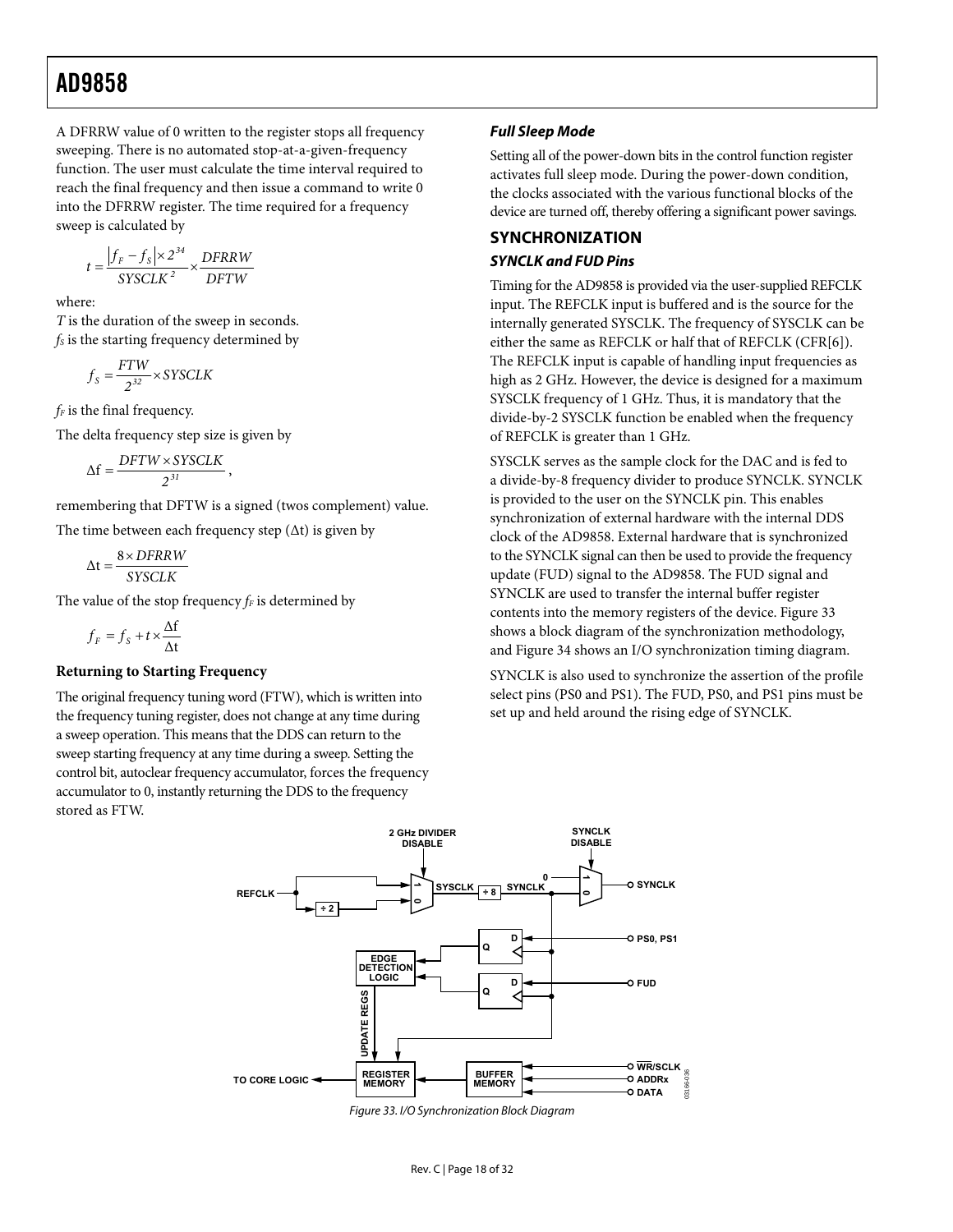A DFRRW value of 0 written to the register stops all frequency sweeping. There is no automated stop-at-a-given-frequency function. The user must calculate the time interval required to reach the final frequency and then issue a command to write 0 into the DFRRW register. The time required for a frequency sweep is calculated by

$$t = \frac{|f_F - f_S| \times 2^{34}}{SYSCLK^2} \times \frac{DFRRW}{DFTW}$$

where:

$T$ is the duration of the sweep in seconds.

$f_S$ is the starting frequency determined by

$$f_S = \frac{FTW}{2^{32}} \times SYSCLK$$

$f_F$ is the final frequency.

The delta frequency step size is given by

$$\Delta f = \frac{DFTW \times SYSCLK}{2^{31}},$$

remembering that DFTW is a signed (twos complement) value.

The time between each frequency step (Δt) is given by

$$\Delta t = \frac{8 \times DFRRW}{SYSCLK}$$

The value of the stop frequency $f_F$ is determined by

$$f_F = f_S + t \times \frac{\Delta f}{\Delta t}$$

**Returning to Starting Frequency**

The original frequency tuning word (FTW), which is written into the frequency tuning register, does not change at any time during a sweep operation. This means that the DDS can return to the sweep starting frequency at any time during a sweep. Setting the control bit, autoclear frequency accumulator, forces the frequency accumulator to 0, instantly returning the DDS to the frequency stored as FTW.

### *Full Sleep Mode*

Setting all of the power-down bits in the control function register activates full sleep mode. During the power-down condition, the clocks associated with the various functional blocks of the device are turned off, thereby offering a significant power savings.

## SYNCHRONIZATION

### *SYNCLK and FUD Pins*

Timing for the AD9858 is provided via the user-supplied REFCLK input. The REFCLK input is buffered and is the source for the internally generated SYSCLK. The frequency of SYSCLK can be either the same as REFCLK or half that of REFCLK (CFR[6]). The REFCLK input is capable of handling input frequencies as high as 2 GHz. However, the device is designed for a maximum SYSCLK frequency of 1 GHz. Thus, it is mandatory that the divide-by-2 SYSCLK function be enabled when the frequency of REFCLK is greater than 1 GHz.

SYSCLK serves as the sample clock for the DAC and is fed to a divide-by-8 frequency divider to produce SYNCLK. SYNCLK is provided to the user on the SYNCLK pin. This enables synchronization of external hardware with the internal DDS clock of the AD9858. External hardware that is synchronized to the SYNCLK signal can then be used to provide the frequency update (FUD) signal to the AD9858. The FUD signal and SYNCLK are used to transfer the internal buffer register contents into the memory registers of the device. Figure 33 shows a block diagram of the synchronization methodology, and Figure 34 shows an I/O synchronization timing diagram.

SYNCLK is also used to synchronize the assertion of the profile select pins (PS0 and PS1). The FUD, PS0, and PS1 pins must be set up and held around the rising edge of SYNCLK.

Figure 33. I/O Synchronization Block Diagram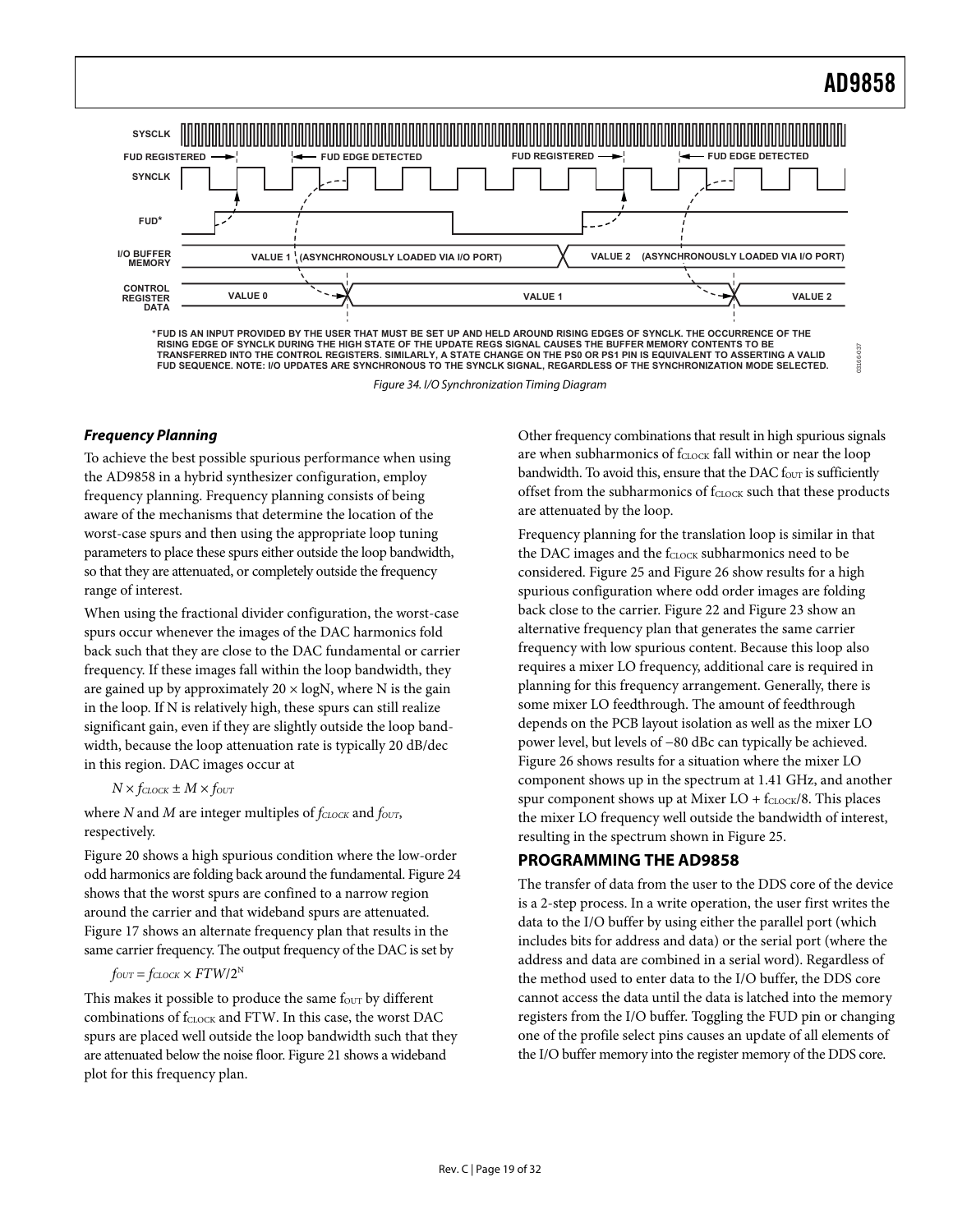*FUD IS AN INPUT PROVIDED BY THE USER THAT MUST BE SET UP AND HELD AROUND RISING EDGES OF SYNCLK. THE OCCURRENCE OF THE RISING EDGE OF SYNCLK DURING THE HIGH STATE OF THE UPDATE REGS SIGNAL CAUSES THE BUFFER MEMORY CONTENTS TO BE TRANSFERRED INTO THE CONTROL REGISTERS. SIMILARLY, A STATE CHANGE ON THE PS0 OR PS1 PIN IS EQUIVALENT TO ASSERTING A VALID FUD SEQUENCE. NOTE: I/O UPDATES ARE SYNCHRONOUS TO THE SYNCLK SIGNAL, REGARDLESS OF THE SYNCHRONIZATION MODE SELECTED.

Figure 34. I/O Synchronization Timing Diagram

### *Frequency Planning*

To achieve the best possible spurious performance when using the AD9858 in a hybrid synthesizer configuration, employ frequency planning. Frequency planning consists of being aware of the mechanisms that determine the location of the worst-case spurs and then using the appropriate loop tuning parameters to place these spurs either outside the loop bandwidth, so that they are attenuated, or completely outside the frequency range of interest.

When using the fractional divider configuration, the worst-case spurs occur whenever the images of the DAC harmonics fold back such that they are close to the DAC fundamental or carrier frequency. If these images fall within the loop bandwidth, they are gained up by approximately $20 \times \log N$, where N is the gain in the loop. If N is relatively high, these spurs can still realize significant gain, even if they are slightly outside the loop bandwidth, because the loop attenuation rate is typically 20 dB/dec in this region. DAC images occur at

$$N \times f_{CLOCK} \pm M \times f_{OUT}$$

where $N$ and $M$ are integer multiples of $f_{CLOCK}$ and $f_{OUT}$, respectively.

Figure 20 shows a high spurious condition where the low-order odd harmonics are folding back around the fundamental. Figure 24 shows that the worst spurs are confined to a narrow region around the carrier and that wideband spurs are attenuated. Figure 17 shows an alternate frequency plan that results in the same carrier frequency. The output frequency of the DAC is set by

$$f_{OUT} = f_{CLOCK} \times FTW/2^N$$

This makes it possible to produce the same $f_{OUT}$ by different combinations of $f_{CLOCK}$ and FTW. In this case, the worst DAC spurs are placed well outside the loop bandwidth such that they are attenuated below the noise floor. Figure 21 shows a wideband plot for this frequency plan.

Other frequency combinations that result in high spurious signals are when subharmonics of $f_{CLOCK}$ fall within or near the loop bandwidth. To avoid this, ensure that the DAC $f_{OUT}$ is sufficiently offset from the subharmonics of $f_{CLOCK}$ such that these products are attenuated by the loop.

Frequency planning for the translation loop is similar in that the DAC images and the $f_{CLOCK}$ subharmonics need to be considered. Figure 25 and Figure 26 show results for a high spurious configuration where odd order images are folding back close to the carrier. Figure 22 and Figure 23 show an alternative frequency plan that generates the same carrier frequency with low spurious content. Because this loop also requires a mixer LO frequency, additional care is required in planning for this frequency arrangement. Generally, there is some mixer LO feedthrough. The amount of feedthrough depends on the PCB layout isolation as well as the mixer LO power level, but levels of −80 dBc can typically be achieved. Figure 26 shows results for a situation where the mixer LO component shows up in the spectrum at 1.41 GHz, and another spur component shows up at Mixer LO + $f_{CLOCK}/8$. This places the mixer LO frequency well outside the bandwidth of interest, resulting in the spectrum shown in Figure 25.

## PROGRAMMING THE AD9858

The transfer of data from the user to the DDS core of the device is a 2-step process. In a write operation, the user first writes the data to the I/O buffer by using either the parallel port (which includes bits for address and data) or the serial port (where the address and data are combined in a serial word). Regardless of the method used to enter data to the I/O buffer, the DDS core cannot access the data until the data is latched into the memory registers from the I/O buffer. Toggling the FUD pin or changing one of the profile select pins causes an update of all elements of the I/O buffer memory into the register memory of the DDS core.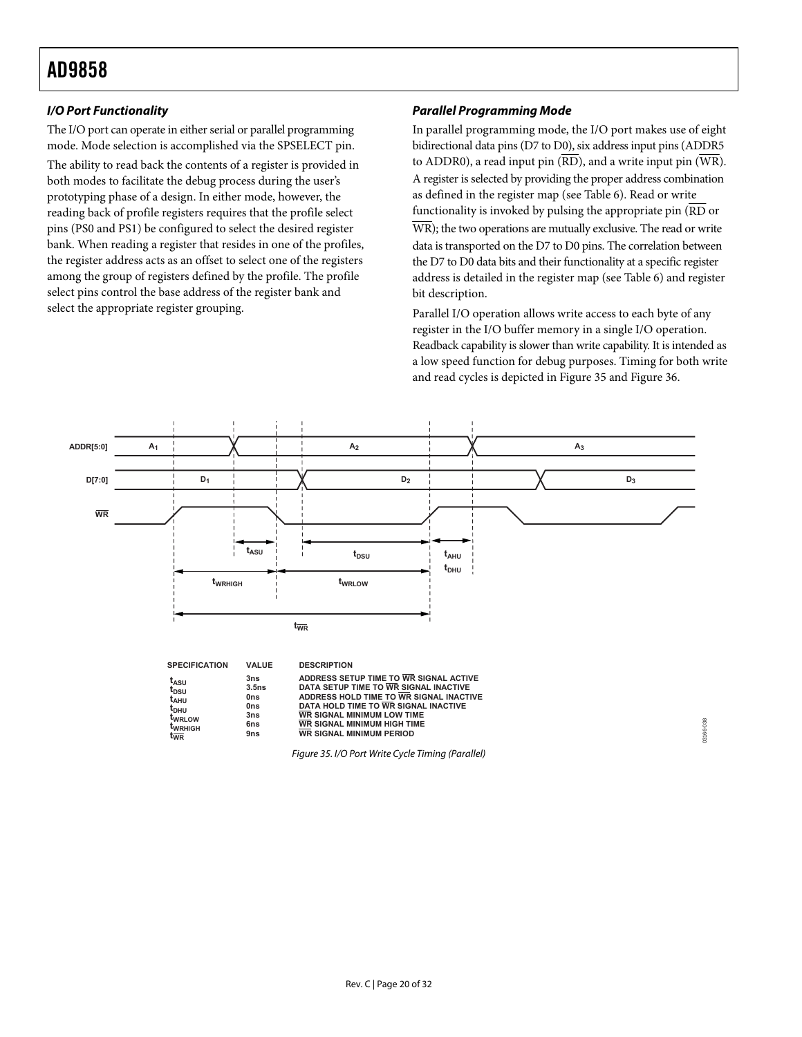### *I/O Port Functionality*

The I/O port can operate in either serial or parallel programming mode. Mode selection is accomplished via the SPSELECT pin.

The ability to read back the contents of a register is provided in both modes to facilitate the debug process during the user's prototyping phase of a design. In either mode, however, the reading back of profile registers requires that the profile select pins (PS0 and PS1) be configured to select the desired register bank. When reading a register that resides in one of the profiles, the register address acts as an offset to select one of the registers among the group of registers defined by the profile. The profile select pins control the base address of the register bank and select the appropriate register grouping.

### *Parallel Programming Mode*

In parallel programming mode, the I/O port makes use of eight bidirectional data pins (D7 to D0), six address input pins (ADDR5 to ADDR0), a read input pin ($\overline{RD}$), and a write input pin ($\overline{WR}$). A register is selected by providing the proper address combination as defined in the register map (see Table 6). Read or write functionality is invoked by pulsing the appropriate pin ($\overline{RD}$ or $\overline{WR}$); the two operations are mutually exclusive. The read or write data is transported on the D7 to D0 pins. The correlation between the D7 to D0 data bits and their functionality at a specific register address is detailed in the register map (see Table 6) and register bit description.

Parallel I/O operation allows write access to each byte of any register in the I/O buffer memory in a single I/O operation. Readback capability is slower than write capability. It is intended as a low speed function for debug purposes. Timing for both write and read cycles is depicted in Figure 35 and Figure 36.

| SPECIFICATION | VALUE | DESCRIPTION |
|---|---|---|
| $t_{ASU}$ | 3ns | ADDRESS SETUP TIME TO $\overline{WR}$ SIGNAL ACTIVE |
| $t_{DSU}$ | 3.5ns | DATA SETUP TIME TO $\overline{WR}$ SIGNAL INACTIVE |
| $t_{AHU}$ | 0ns | ADDRESS HOLD TIME TO $\overline{WR}$ SIGNAL INACTIVE |
| $t_{DHU}$ | 0ns | DATA HOLD TIME TO $\overline{WR}$ SIGNAL INACTIVE |
| $t_{WRLOW}$ | 3ns | $\overline{WR}$ SIGNAL MINIMUM LOW TIME |
| $t_{WRHIGH}$ | 6ns | $\overline{WR}$ SIGNAL MINIMUM HIGH TIME |
| $t_{\overline{WR}}$ | 9ns | $\overline{WR}$ SIGNAL MINIMUM PERIOD |

*Figure 35. I/O Port Write Cycle Timing (Parallel)*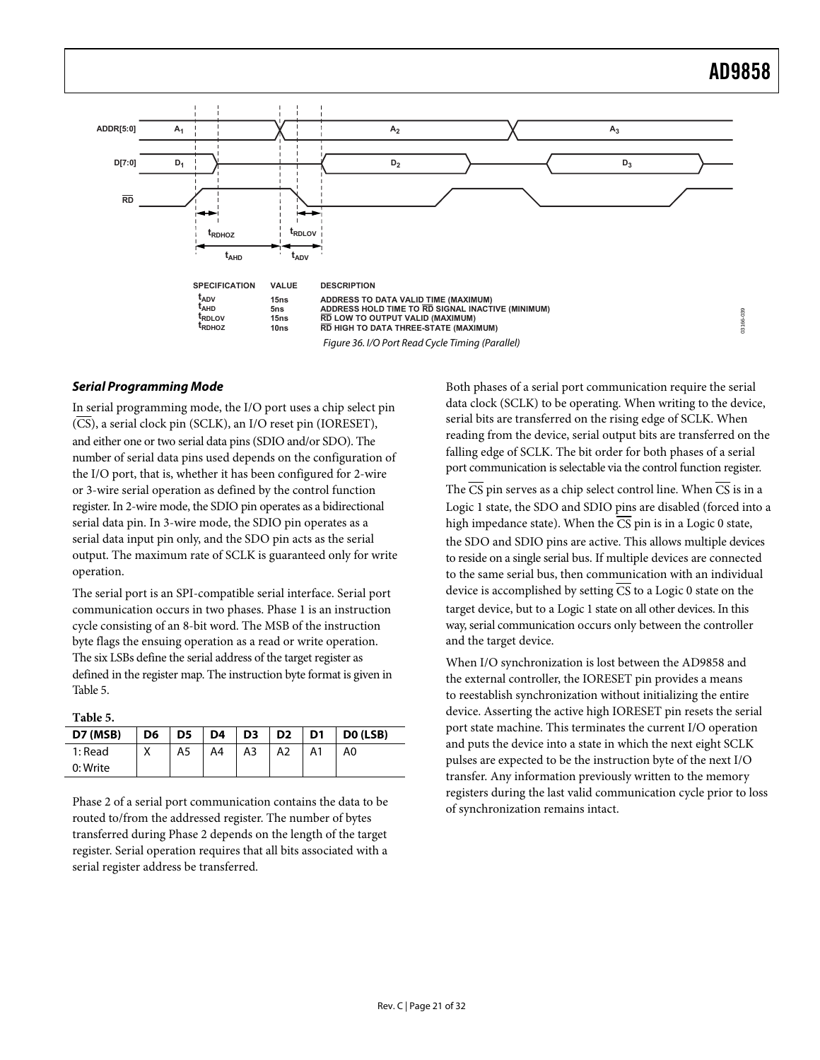| SPECIFICATION | VALUE | DESCRIPTION |
|---|---|---|
| $t_{ADV}$ | 15ns | ADDRESS TO DATA VALID TIME (MAXIMUM) |
| $t_{AHD}$ | 5ns | ADDRESS HOLD TIME TO $\overline{RD}$ SIGNAL INACTIVE (MINIMUM) |
| $t_{RDLOV}$ | 15ns | $\overline{RD}$ LOW TO OUTPUT VALID (MAXIMUM) |
| $t_{RDHOZ}$ | 10ns | $\overline{RD}$ HIGH TO DATA THREE-STATE (MAXIMUM) |

*Figure 36. I/O Port Read Cycle Timing (Parallel)*

### Serial Programming Mode

In serial programming mode, the I/O port uses a chip select pin ($\overline{CS}$), a serial clock pin (SCLK), an I/O reset pin (IORESET), and either one or two serial data pins (SDIO and/or SDO). The number of serial data pins used depends on the configuration of the I/O port, that is, whether it has been configured for 2-wire or 3-wire serial operation as defined by the control function register. In 2-wire mode, the SDIO pin operates as a bidirectional serial data pin. In 3-wire mode, the SDIO pin operates as a serial data input pin only, and the SDO pin acts as the serial output. The maximum rate of SCLK is guaranteed only for write operation.

The serial port is an SPI-compatible serial interface. Serial port communication occurs in two phases. Phase 1 is an instruction cycle consisting of an 8-bit word. The MSB of the instruction byte flags the ensuing operation as a read or write operation. The six LSBs define the serial address of the target register as defined in the register map. The instruction byte format is given in Table 5.

**Table 5.**

| D7 (MSB) | D6 | D5 | D4 | D3 | D2 | D1 | D0 (LSB) |
|---|---|---|---|---|---|---|---|
| 1: Read<br>0: Write | X | A5 | A4 | A3 | A2 | A1 | A0 |

Phase 2 of a serial port communication contains the data to be routed to/from the addressed register. The number of bytes transferred during Phase 2 depends on the length of the target register. Serial operation requires that all bits associated with a serial register address be transferred.

Both phases of a serial port communication require the serial data clock (SCLK) to be operating. When writing to the device, serial bits are transferred on the rising edge of SCLK. When reading from the device, serial output bits are transferred on the falling edge of SCLK. The bit order for both phases of a serial port communication is selectable via the control function register.

The $\overline{CS}$ pin serves as a chip select control line. When $\overline{CS}$ is in a Logic 1 state, the SDO and SDIO pins are disabled (forced into a high impedance state). When the $\overline{CS}$ pin is in a Logic 0 state, the SDO and SDIO pins are active. This allows multiple devices to reside on a single serial bus. If multiple devices are connected to the same serial bus, then communication with an individual device is accomplished by setting $\overline{CS}$ to a Logic 0 state on the target device, but to a Logic 1 state on all other devices. In this way, serial communication occurs only between the controller and the target device.

When I/O synchronization is lost between the AD9858 and the external controller, the IORESET pin provides a means to reestablish synchronization without initializing the entire device. Asserting the active high IORESET pin resets the serial port state machine. This terminates the current I/O operation and puts the device into a state in which the next eight SCLK pulses are expected to be the instruction byte of the next I/O transfer. Any information previously written to the memory registers during the last valid communication cycle prior to loss of synchronization remains intact.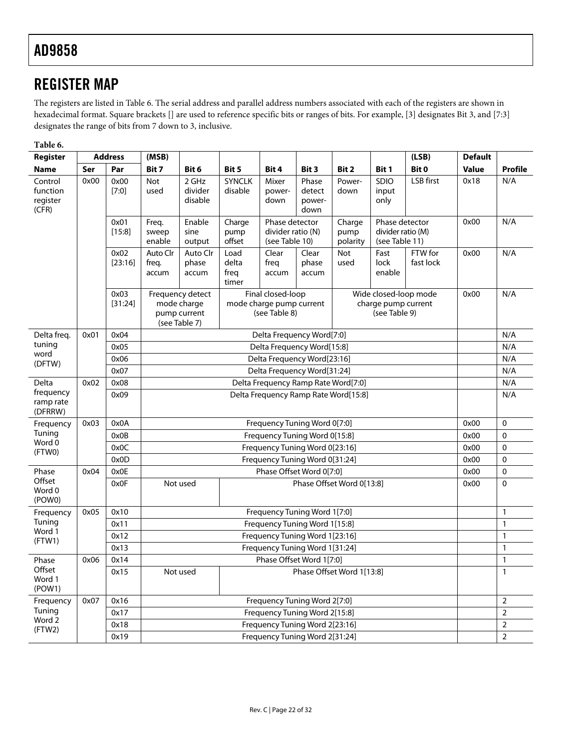## REGISTER MAP

The registers are listed in Table 6. The serial address and parallel address numbers associated with each of the registers are shown in hexadecimal format. Square brackets [] are used to reference specific bits or ranges of bits. For example, [3] designates Bit 3, and [7:3] designates the range of bits from 7 down to 3, inclusive.

**Table 6.**

| Register Name | Address Ser | Address Par | (MSB) Bit 7 | Bit 6 | Bit 5 | Bit 4 | Bit 3 | Bit 2 | Bit 1 | (LSB) Bit 0 | Default Value | Profile |
|---|---|---|---|---|---|---|---|---|---|---|---|---|
| Control function register (CFR) | 0x00 | 0x00 [7:0] | Not used | 2 GHz divider disable | SYNCLK disable | Mixer power-down | Phase detect power-down | Power-down | SDIO input only | LSB first | 0x18 | N/A |
| | | 0x01 [15:8] | Freq. sweep enable | Enable sine output | Charge pump offset | Phase detector divider ratio (N) (see Table 10) | | Charge pump polarity | Phase detector divider ratio (M) (see Table 11) | | 0x00 | N/A |
| | | 0x02 [23:16] | Auto Clr freq. accum | Auto Clr phase accum | Load delta freq timer | Clear freq accum | Clear phase accum | Not used | Fast lock enable | FTW for fast lock | 0x00 | N/A |
| | | 0x03 [31:24] | Frequency detect mode charge pump current (see Table 7) | | Final closed-loop mode charge pump current (see Table 8) | | | Wide closed-loop mode charge pump current (see Table 9) | | | 0x00 | N/A |
| Delta freq. tuning word (DFTW) | 0x01 | 0x04 | Delta Frequency Word[7:0] | | | | | | | | | N/A |
| | | 0x05 | Delta Frequency Word[15:8] | | | | | | | | | N/A |
| | | 0x06 | Delta Frequency Word[23:16] | | | | | | | | | N/A |
| | | 0x07 | Delta Frequency Word[31:24] | | | | | | | | | N/A |
| Delta frequency ramp rate (DFRRW) | 0x02 | 0x08 | Delta Frequency Ramp Rate Word[7:0] | | | | | | | | | N/A |
| | | 0x09 | Delta Frequency Ramp Rate Word[15:8] | | | | | | | | | N/A |
| Frequency Tuning Word 0 (FTW0) | 0x03 | 0x0A | Frequency Tuning Word 0[7:0] | | | | | | | | 0x00 | 0 |
| | | 0x0B | Frequency Tuning Word 0[15:8] | | | | | | | | 0x00 | 0 |
| | | 0x0C | Frequency Tuning Word 0[23:16] | | | | | | | | 0x00 | 0 |
| | | 0x0D | Frequency Tuning Word 0[31:24] | | | | | | | | 0x00 | 0 |
| Phase Offset Word 0 (POW0) | 0x04 | 0x0E | Phase Offset Word 0[7:0] | | | | | | | | 0x00 | 0 |
| | | 0x0F | Not used | | Phase Offset Word 0[13:8] | | | | | | 0x00 | 0 |
| Frequency Tuning Word 1 (FTW1) | 0x05 | 0x10 | Frequency Tuning Word 1[7:0] | | | | | | | | | 1 |
| | | 0x11 | Frequency Tuning Word 1[15:8] | | | | | | | | | 1 |
| | | 0x12 | Frequency Tuning Word 1[23:16] | | | | | | | | | 1 |
| | | 0x13 | Frequency Tuning Word 1[31:24] | | | | | | | | | 1 |
| Phase Offset Word 1 (POW1) | 0x06 | 0x14 | Phase Offset Word 1[7:0] | | | | | | | | | 1 |
| | | 0x15 | Not used | | Phase Offset Word 1[13:8] | | | | | | | 1 |
| Frequency Tuning Word 2 (FTW2) | 0x07 | 0x16 | Frequency Tuning Word 2[7:0] | | | | | | | | | 2 |
| | | 0x17 | Frequency Tuning Word 2[15:8] | | | | | | | | | 2 |
| | | 0x18 | Frequency Tuning Word 2[23:16] | | | | | | | | | 2 |
| | | 0x19 | Frequency Tuning Word 2[31:24] | | | | | | | | | 2 |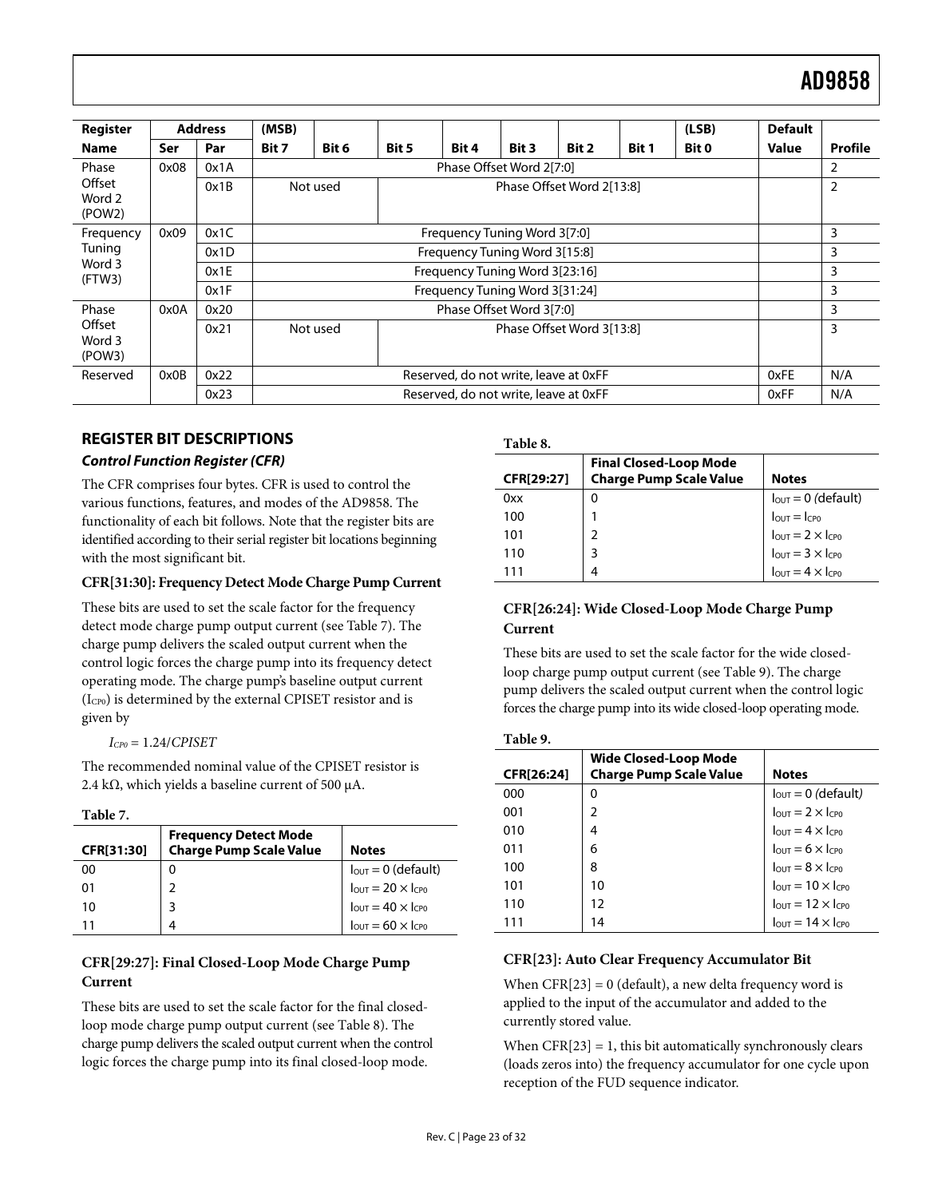| Register Name | Address | | (MSB) | | | | | | | (LSB) | Default | |
|---|---|---|---|---|---|---|---|---|---|---|---|---|
| | Ser | Par | Bit 7 | Bit 6 | Bit 5 | Bit 4 | Bit 3 | Bit 2 | Bit 1 | Bit 0 | Value | Profile |
| Phase Offset Word 2 (POW2) | 0x08 | 0x1A | Phase Offset Word 2[7:0] | | | | | | | | | 2 |
| | | 0x1B | Not used | | Phase Offset Word 2[13:8] | | | | | | | 2 |
| Frequency Tuning Word 3 (FTW3) | 0x09 | 0x1C | Frequency Tuning Word 3[7:0] | | | | | | | | | 3 |
| | | 0x1D | Frequency Tuning Word 3[15:8] | | | | | | | | | 3 |
| | | 0x1E | Frequency Tuning Word 3[23:16] | | | | | | | | | 3 |
| | | 0x1F | Frequency Tuning Word 3[31:24] | | | | | | | | | 3 |
| Phase Offset Word 3 (POW3) | 0x0A | 0x20 | Phase Offset Word 3[7:0] | | | | | | | | | 3 |
| | | 0x21 | Not used | | Phase Offset Word 3[13:8] | | | | | | | 3 |
| Reserved | 0x0B | 0x22 | Reserved, do not write, leave at 0xFF | | | | | | | | 0xFE | N/A |
| | | 0x23 | Reserved, do not write, leave at 0xFF | | | | | | | | 0xFF | N/A |

## REGISTER BIT DESCRIPTIONS

### *Control Function Register (CFR)*

The CFR comprises four bytes. CFR is used to control the various functions, features, and modes of the AD9858. The functionality of each bit follows. Note that the register bits are identified according to their serial register bit locations beginning with the most significant bit.

#### CFR[31:30]: Frequency Detect Mode Charge Pump Current

These bits are used to set the scale factor for the frequency detect mode charge pump output current (see Table 7). The charge pump delivers the scaled output current when the control logic forces the charge pump into its frequency detect operating mode. The charge pump's baseline output current ($I_{CP0}$) is determined by the external CPISET resistor and is given by

$$I_{CP0} = 1.24/CPISET$$

The recommended nominal value of the CPISET resistor is 2.4 kΩ, which yields a baseline current of 500 μA.

**Table 7.**

| CFR[31:30] | Frequency Detect Mode Charge Pump Scale Value | Notes |
|---|---|---|
| 00 | 0 | $I_{OUT} = 0$ (default) |
| 01 | 2 | $I_{OUT} = 20 \times I_{CP0}$ |
| 10 | 3 | $I_{OUT} = 40 \times I_{CP0}$ |
| 11 | 4 | $I_{OUT} = 60 \times I_{CP0}$ |

#### CFR[29:27]: Final Closed-Loop Mode Charge Pump Current

These bits are used to set the scale factor for the final closed-loop mode charge pump output current (see Table 8). The charge pump delivers the scaled output current when the control logic forces the charge pump into its final closed-loop mode.

**Table 8.**

| CFR[29:27] | Final Closed-Loop Mode Charge Pump Scale Value | Notes |
|---|---|---|
| 0xx | 0 | $I_{OUT} = 0$ (default) |
| 100 | 1 | $I_{OUT} = I_{CP0}$ |
| 101 | 2 | $I_{OUT} = 2 \times I_{CP0}$ |
| 110 | 3 | $I_{OUT} = 3 \times I_{CP0}$ |
| 111 | 4 | $I_{OUT} = 4 \times I_{CP0}$ |

#### CFR[26:24]: Wide Closed-Loop Mode Charge Pump Current

These bits are used to set the scale factor for the wide closed-loop charge pump output current (see Table 9). The charge pump delivers the scaled output current when the control logic forces the charge pump into its wide closed-loop operating mode.

**Table 9.**

| CFR[26:24] | Wide Closed-Loop Mode Charge Pump Scale Value | Notes |
|---|---|---|
| 000 | 0 | $I_{OUT} = 0$ (default) |
| 001 | 2 | $I_{OUT} = 2 \times I_{CP0}$ |
| 010 | 4 | $I_{OUT} = 4 \times I_{CP0}$ |
| 011 | 6 | $I_{OUT} = 6 \times I_{CP0}$ |
| 100 | 8 | $I_{OUT} = 8 \times I_{CP0}$ |
| 101 | 10 | $I_{OUT} = 10 \times I_{CP0}$ |
| 110 | 12 | $I_{OUT} = 12 \times I_{CP0}$ |
| 111 | 14 | $I_{OUT} = 14 \times I_{CP0}$ |

#### CFR[23]: Auto Clear Frequency Accumulator Bit

When CFR[23] = 0 (default), a new delta frequency word is applied to the input of the accumulator and added to the currently stored value.

When CFR[23] = 1, this bit automatically synchronously clears (loads zeros into) the frequency accumulator for one cycle upon reception of the FUD sequence indicator.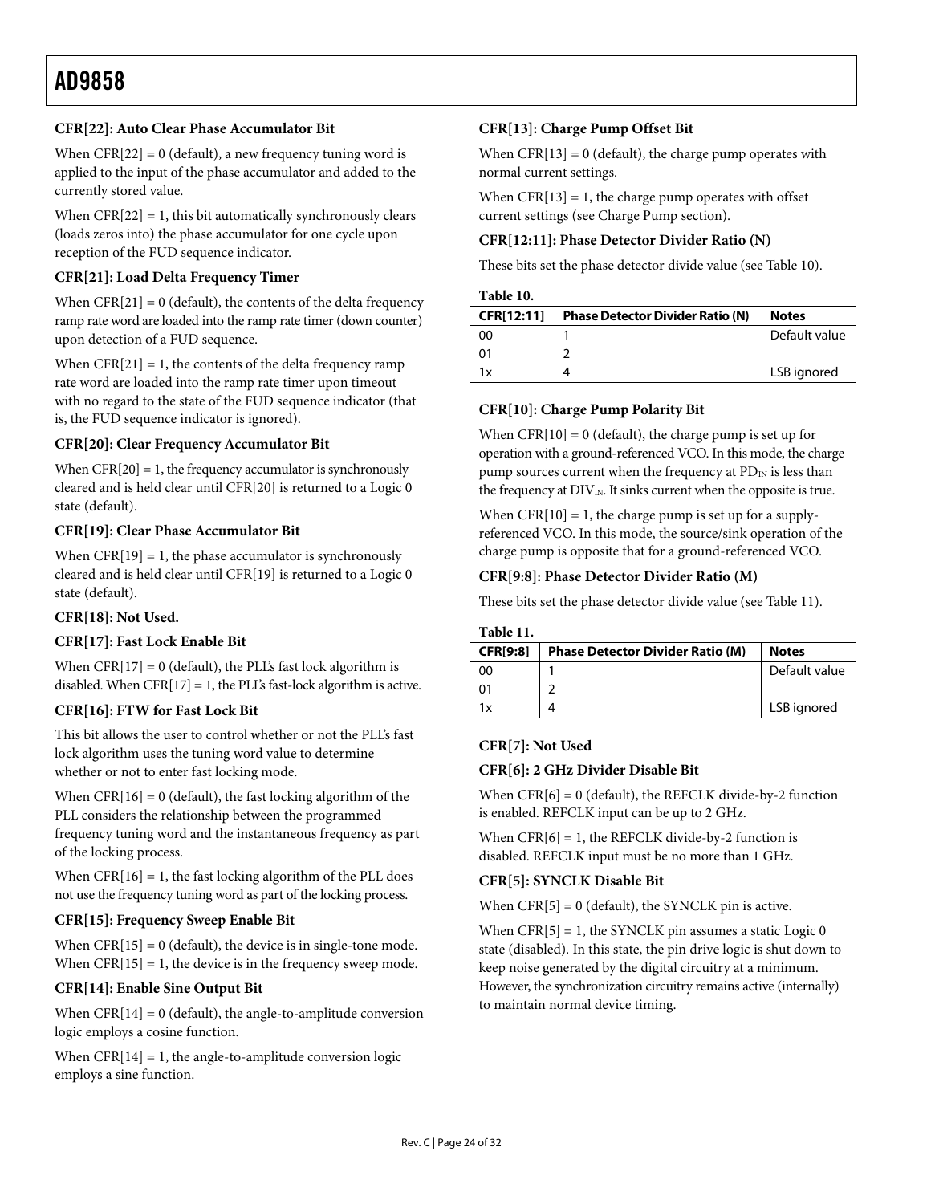### CFR[22]: Auto Clear Phase Accumulator Bit

When CFR[22] = 0 (default), a new frequency tuning word is applied to the input of the phase accumulator and added to the currently stored value.

When CFR[22] = 1, this bit automatically synchronously clears (loads zeros into) the phase accumulator for one cycle upon reception of the FUD sequence indicator.

### CFR[21]: Load Delta Frequency Timer

When CFR[21] = 0 (default), the contents of the delta frequency ramp rate word are loaded into the ramp rate timer (down counter) upon detection of a FUD sequence.

When CFR[21] = 1, the contents of the delta frequency ramp rate word are loaded into the ramp rate timer upon timeout with no regard to the state of the FUD sequence indicator (that is, the FUD sequence indicator is ignored).

### CFR[20]: Clear Frequency Accumulator Bit

When CFR[20] = 1, the frequency accumulator is synchronously cleared and is held clear until CFR[20] is returned to a Logic 0 state (default).

### CFR[19]: Clear Phase Accumulator Bit

When CFR[19] = 1, the phase accumulator is synchronously cleared and is held clear until CFR[19] is returned to a Logic 0 state (default).

### CFR[18]: Not Used.

### CFR[17]: Fast Lock Enable Bit

When CFR[17] = 0 (default), the PLL's fast lock algorithm is disabled. When CFR[17] = 1, the PLL's fast-lock algorithm is active.

### CFR[16]: FTW for Fast Lock Bit

This bit allows the user to control whether or not the PLL's fast lock algorithm uses the tuning word value to determine whether or not to enter fast locking mode.

When CFR[16] = 0 (default), the fast locking algorithm of the PLL considers the relationship between the programmed frequency tuning word and the instantaneous frequency as part of the locking process.

When CFR[16] = 1, the fast locking algorithm of the PLL does not use the frequency tuning word as part of the locking process.

### CFR[15]: Frequency Sweep Enable Bit

When CFR[15] = 0 (default), the device is in single-tone mode. When CFR[15] = 1, the device is in the frequency sweep mode.

### CFR[14]: Enable Sine Output Bit

When CFR[14] = 0 (default), the angle-to-amplitude conversion logic employs a cosine function.

When CFR[14] = 1, the angle-to-amplitude conversion logic employs a sine function.

### CFR[13]: Charge Pump Offset Bit

When CFR[13] = 0 (default), the charge pump operates with normal current settings.

When CFR[13] = 1, the charge pump operates with offset current settings (see Charge Pump section).

### CFR[12:11]: Phase Detector Divider Ratio (N)

These bits set the phase detector divide value (see Table 10).

**Table 10.**

| CFR[12:11] | Phase Detector Divider Ratio (N) | Notes |
|---|---|---|
| 00 | 1 | Default value |
| 01 | 2 | |
| 1x | 4 | LSB ignored |

### CFR[10]: Charge Pump Polarity Bit

When CFR[10] = 0 (default), the charge pump is set up for operation with a ground-referenced VCO. In this mode, the charge pump sources current when the frequency at $PD_{IN}$ is less than the frequency at $DIV_{IN}$. It sinks current when the opposite is true.

When CFR[10] = 1, the charge pump is set up for a supply-referenced VCO. In this mode, the source/sink operation of the charge pump is opposite that for a ground-referenced VCO.

### CFR[9:8]: Phase Detector Divider Ratio (M)

These bits set the phase detector divide value (see Table 11).

**Table 11.**

| CFR[9:8] | Phase Detector Divider Ratio (M) | Notes |
|---|---|---|
| 00 | 1 | Default value |
| 01 | 2 | |
| 1x | 4 | LSB ignored |

### CFR[7]: Not Used

### CFR[6]: 2 GHz Divider Disable Bit

When CFR[6] = 0 (default), the REFCLK divide-by-2 function is enabled. REFCLK input can be up to 2 GHz.

When CFR[6] = 1, the REFCLK divide-by-2 function is disabled. REFCLK input must be no more than 1 GHz.

### CFR[5]: SYNCLK Disable Bit

When CFR[5] = 0 (default), the SYNCLK pin is active.

When CFR[5] = 1, the SYNCLK pin assumes a static Logic 0 state (disabled). In this state, the pin drive logic is shut down to keep noise generated by the digital circuitry at a minimum. However, the synchronization circuitry remains active (internally) to maintain normal device timing.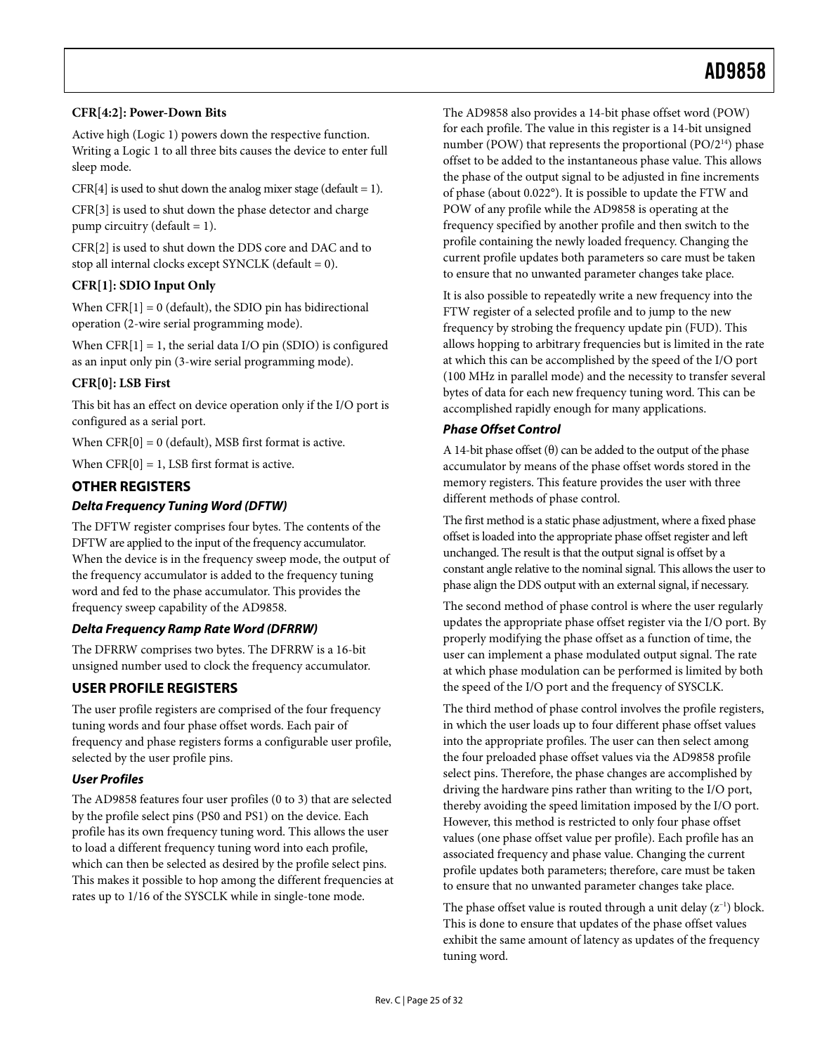**CFR[4:2]: Power-Down Bits**

Active high (Logic 1) powers down the respective function. Writing a Logic 1 to all three bits causes the device to enter full sleep mode.

CFR[4] is used to shut down the analog mixer stage (default = 1).

CFR[3] is used to shut down the phase detector and charge pump circuitry (default = 1).

CFR[2] is used to shut down the DDS core and DAC and to stop all internal clocks except SYNCLK (default = 0).

**CFR[1]: SDIO Input Only**

When CFR[1] = 0 (default), the SDIO pin has bidirectional operation (2-wire serial programming mode).

When CFR[1] = 1, the serial data I/O pin (SDIO) is configured as an input only pin (3-wire serial programming mode).

**CFR[0]: LSB First**

This bit has an effect on device operation only if the I/O port is configured as a serial port.

When CFR[0] = 0 (default), MSB first format is active.

When CFR[0] = 1, LSB first format is active.

## OTHER REGISTERS

### *Delta Frequency Tuning Word (DFTW)*

The DFTW register comprises four bytes. The contents of the DFTW are applied to the input of the frequency accumulator. When the device is in the frequency sweep mode, the output of the frequency accumulator is added to the frequency tuning word and fed to the phase accumulator. This provides the frequency sweep capability of the AD9858.

### *Delta Frequency Ramp Rate Word (DFRRW)*

The DFRRW comprises two bytes. The DFRRW is a 16-bit unsigned number used to clock the frequency accumulator.

## USER PROFILE REGISTERS

The user profile registers are comprised of the four frequency tuning words and four phase offset words. Each pair of frequency and phase registers forms a configurable user profile, selected by the user profile pins.

### *User Profiles*

The AD9858 features four user profiles (0 to 3) that are selected by the profile select pins (PS0 and PS1) on the device. Each profile has its own frequency tuning word. This allows the user to load a different frequency tuning word into each profile, which can then be selected as desired by the profile select pins. This makes it possible to hop among the different frequencies at rates up to 1/16 of the SYSCLK while in single-tone mode.

The AD9858 also provides a 14-bit phase offset word (POW) for each profile. The value in this register is a 14-bit unsigned number (POW) that represents the proportional ($PO/2^{14}$) phase offset to be added to the instantaneous phase value. This allows the phase of the output signal to be adjusted in fine increments of phase (about 0.022°). It is possible to update the FTW and POW of any profile while the AD9858 is operating at the frequency specified by another profile and then switch to the profile containing the newly loaded frequency. Changing the current profile updates both parameters so care must be taken to ensure that no unwanted parameter changes take place.

It is also possible to repeatedly write a new frequency into the FTW register of a selected profile and to jump to the new frequency by strobing the frequency update pin (FUD). This allows hopping to arbitrary frequencies but is limited in the rate at which this can be accomplished by the speed of the I/O port (100 MHz in parallel mode) and the necessity to transfer several bytes of data for each new frequency tuning word. This can be accomplished rapidly enough for many applications.

### *Phase Offset Control*

A 14-bit phase offset (θ) can be added to the output of the phase accumulator by means of the phase offset words stored in the memory registers. This feature provides the user with three different methods of phase control.

The first method is a static phase adjustment, where a fixed phase offset is loaded into the appropriate phase offset register and left unchanged. The result is that the output signal is offset by a constant angle relative to the nominal signal. This allows the user to phase align the DDS output with an external signal, if necessary.

The second method of phase control is where the user regularly updates the appropriate phase offset register via the I/O port. By properly modifying the phase offset as a function of time, the user can implement a phase modulated output signal. The rate at which phase modulation can be performed is limited by both the speed of the I/O port and the frequency of SYSCLK.

The third method of phase control involves the profile registers, in which the user loads up to four different phase offset values into the appropriate profiles. The user can then select among the four preloaded phase offset values via the AD9858 profile select pins. Therefore, the phase changes are accomplished by driving the hardware pins rather than writing to the I/O port, thereby avoiding the speed limitation imposed by the I/O port. However, this method is restricted to only four phase offset values (one phase offset value per profile). Each profile has an associated frequency and phase value. Changing the current profile updates both parameters; therefore, care must be taken to ensure that no unwanted parameter changes take place.

The phase offset value is routed through a unit delay ($z^{-1}$) block. This is done to ensure that updates of the phase offset values exhibit the same amount of latency as updates of the frequency tuning word.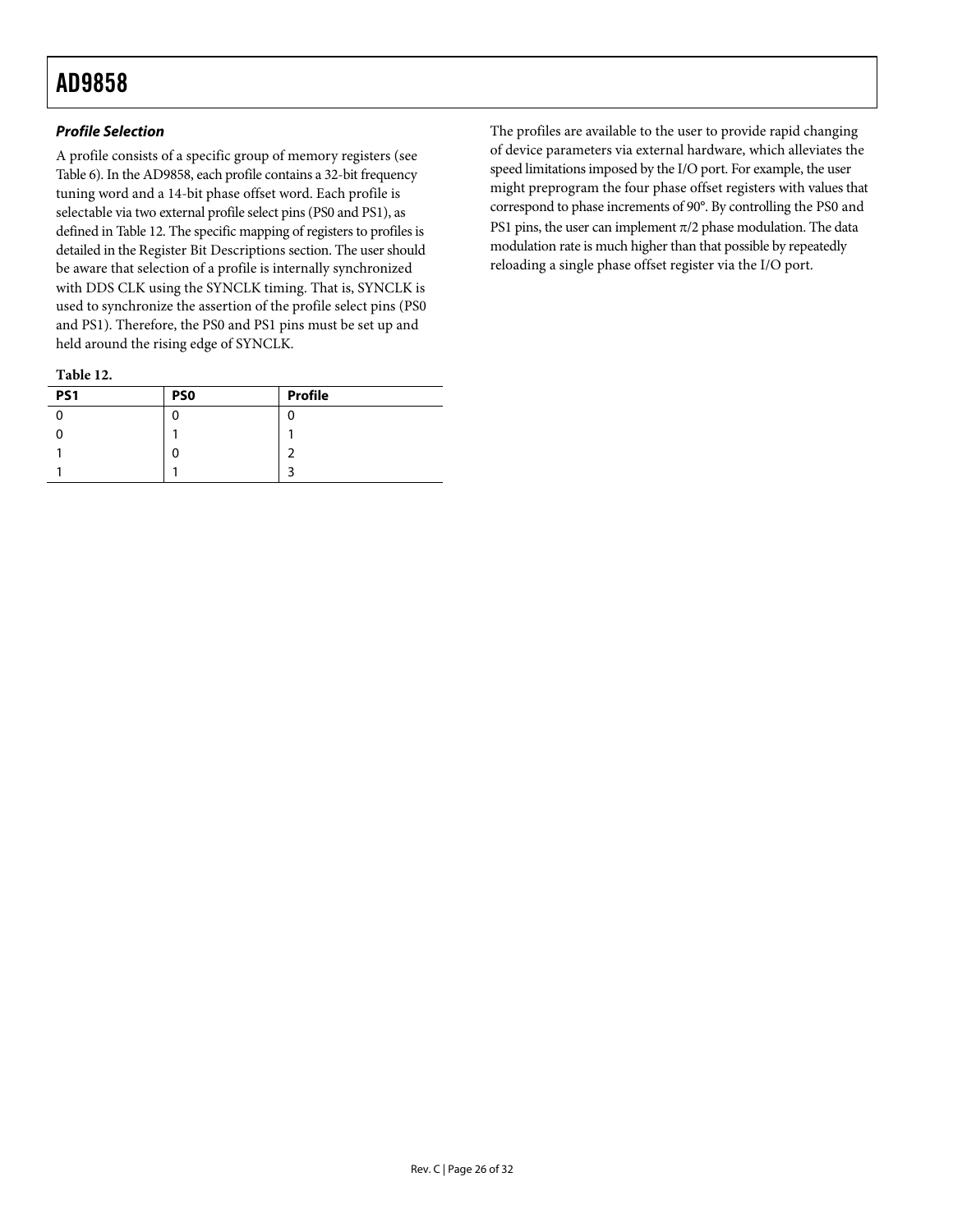### *Profile Selection*

A profile consists of a specific group of memory registers (see Table 6). In the AD9858, each profile contains a 32-bit frequency tuning word and a 14-bit phase offset word. Each profile is selectable via two external profile select pins (PS0 and PS1), as defined in Table 12. The specific mapping of registers to profiles is detailed in the Register Bit Descriptions section. The user should be aware that selection of a profile is internally synchronized with DDS CLK using the SYNCLK timing. That is, SYNCLK is used to synchronize the assertion of the profile select pins (PS0 and PS1). Therefore, the PS0 and PS1 pins must be set up and held around the rising edge of SYNCLK.

**Table 12.**

| PS1 | PS0 | Profile |
|---|---|---|
| 0 | 0 | 0 |
| 0 | 1 | 1 |
| 1 | 0 | 2 |
| 1 | 1 | 3 |

The profiles are available to the user to provide rapid changing of device parameters via external hardware, which alleviates the speed limitations imposed by the I/O port. For example, the user might preprogram the four phase offset registers with values that correspond to phase increments of 90°. By controlling the PS0 and PS1 pins, the user can implement $\pi/2$ phase modulation. The data modulation rate is much higher than that possible by repeatedly reloading a single phase offset register via the I/O port.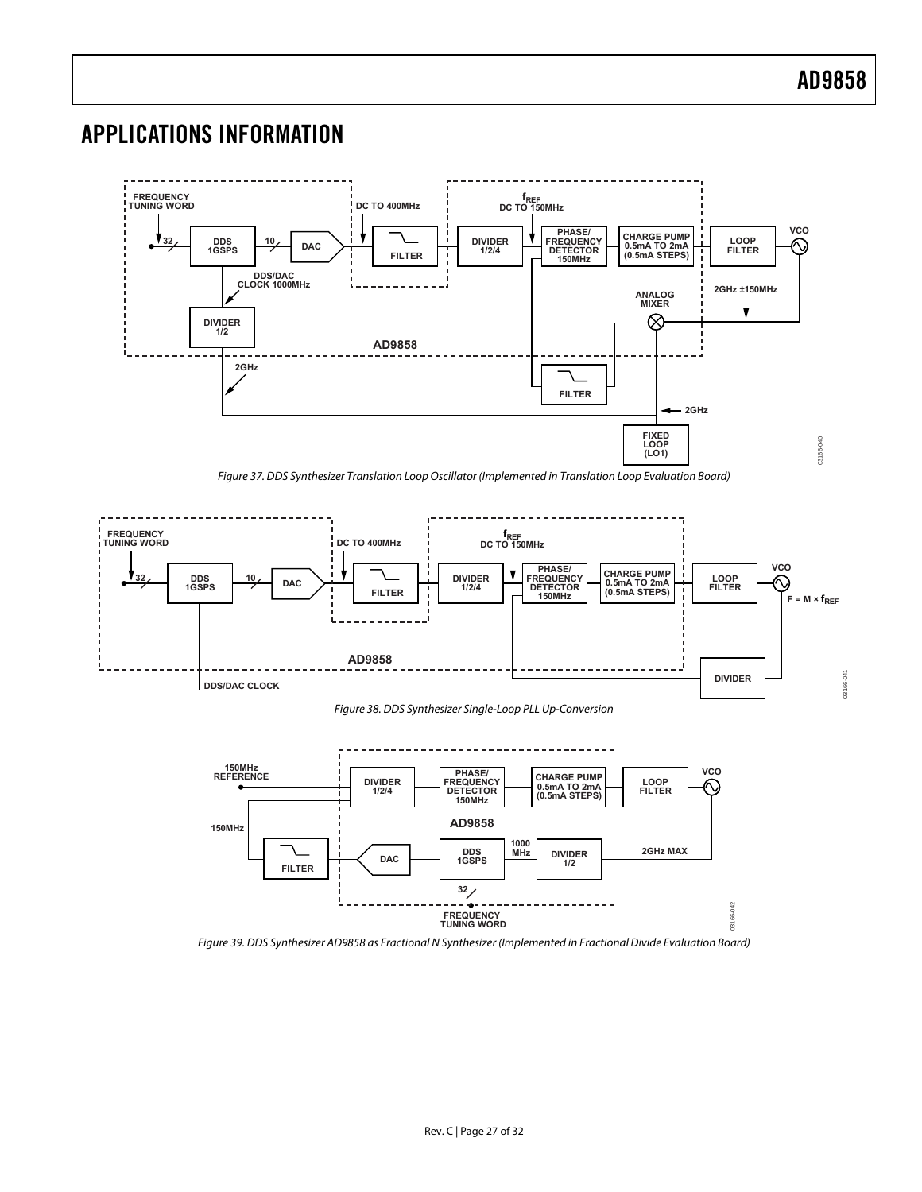## APPLICATIONS INFORMATION

Figure 37. DDS Synthesizer Translation Loop Oscillator (Implemented in Translation Loop Evaluation Board)

Figure 38. DDS Synthesizer Single-Loop PLL Up-Conversion

Figure 39. DDS Synthesizer AD9858 as Fractional N Synthesizer (Implemented in Fractional Divide Evaluation Board)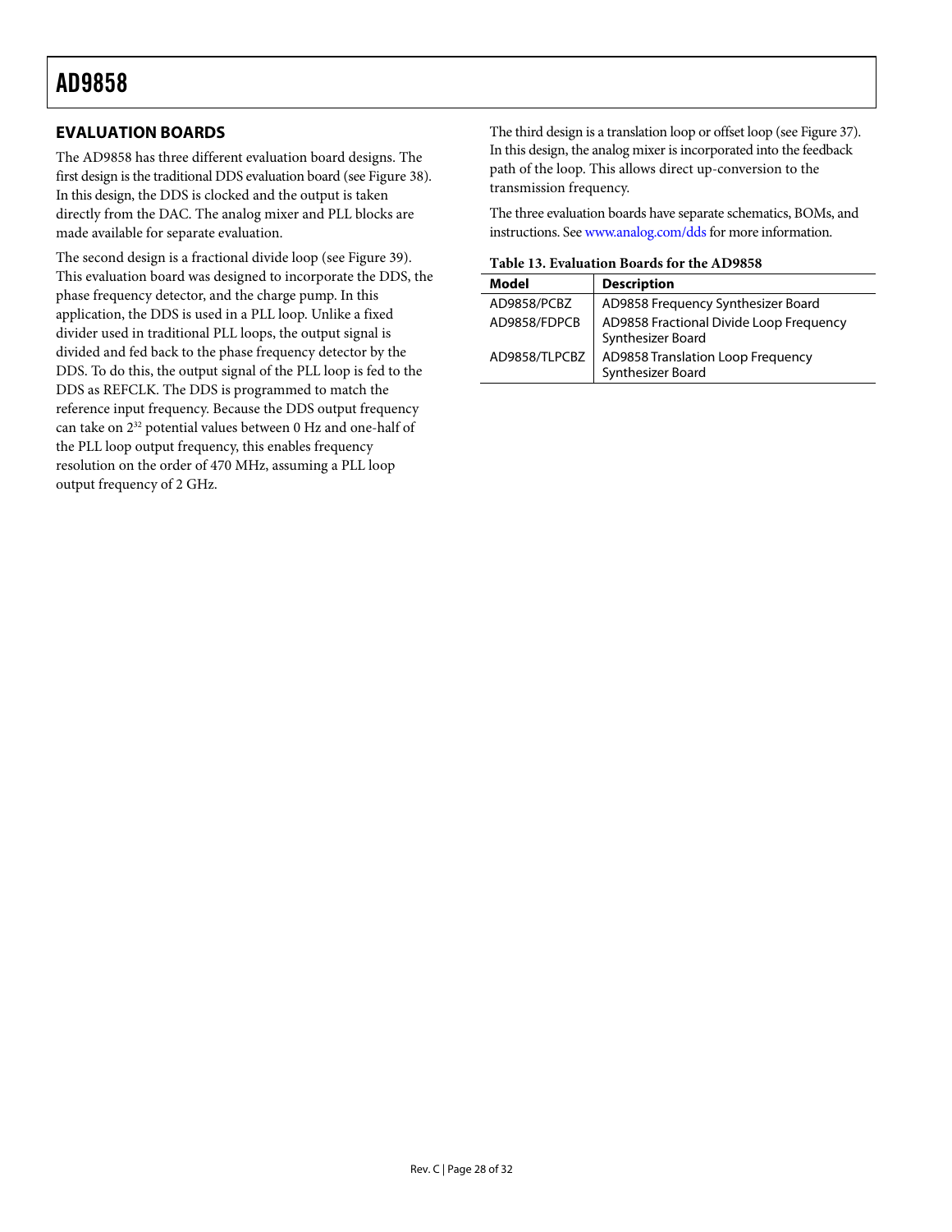## EVALUATION BOARDS

The AD9858 has three different evaluation board designs. The first design is the traditional DDS evaluation board (see Figure 38). In this design, the DDS is clocked and the output is taken directly from the DAC. The analog mixer and PLL blocks are made available for separate evaluation.

The second design is a fractional divide loop (see Figure 39). This evaluation board was designed to incorporate the DDS, the phase frequency detector, and the charge pump. In this application, the DDS is used in a PLL loop. Unlike a fixed divider used in traditional PLL loops, the output signal is divided and fed back to the phase frequency detector by the DDS. To do this, the output signal of the PLL loop is fed to the DDS as REFCLK. The DDS is programmed to match the reference input frequency. Because the DDS output frequency can take on $2^{32}$ potential values between 0 Hz and one-half of the PLL loop output frequency, this enables frequency resolution on the order of 470 MHz, assuming a PLL loop output frequency of 2 GHz.

The third design is a translation loop or offset loop (see Figure 37). In this design, the analog mixer is incorporated into the feedback path of the loop. This allows direct up-conversion to the transmission frequency.

The three evaluation boards have separate schematics, BOMs, and instructions. See www.analog.com/dds for more information.

**Table 13. Evaluation Boards for the AD9858**

| Model | Description |
| --- | --- |
| AD9858/PCBZ | AD9858 Frequency Synthesizer Board |
| AD9858/FDPCB | AD9858 Fractional Divide Loop Frequency Synthesizer Board |
| AD9858/TLPCBZ | AD9858 Translation Loop Frequency Synthesizer Board |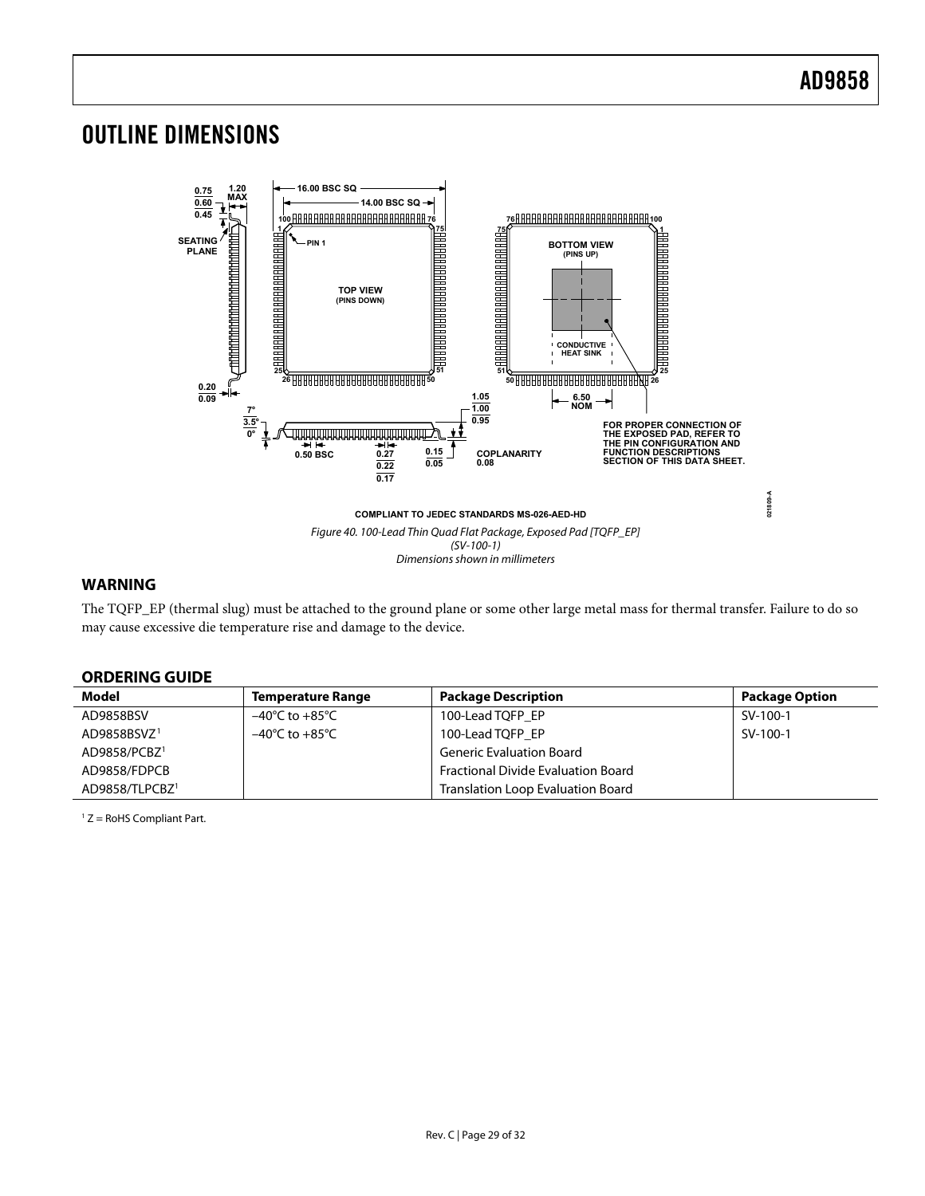# OUTLINE DIMENSIONS

COMPLIANT TO JEDEC STANDARDS MS-026-AED-HD

*Figure 40. 100-Lead Thin Quad Flat Package, Exposed Pad [TQFP_EP] (SV-100-1) Dimensions shown in millimeters*

## WARNING

The TQFP_EP (thermal slug) must be attached to the ground plane or some other large metal mass for thermal transfer. Failure to do so may cause excessive die temperature rise and damage to the device.

## ORDERING GUIDE

| Model | Temperature Range | Package Description | Package Option |
|---|---|---|---|
| AD9858BSV | −40°C to +85°C | 100-Lead TQFP_EP | SV-100-1 |
| AD9858BSVZ[1] | −40°C to +85°C | 100-Lead TQFP_EP | SV-100-1 |
| AD9858/PCBZ[1] | | Generic Evaluation Board | |
| AD9858/FDPCB | | Fractional Divide Evaluation Board | |
| AD9858/TLPCBZ[1] | | Translation Loop Evaluation Board | |

[1] Z = RoHS Compliant Part.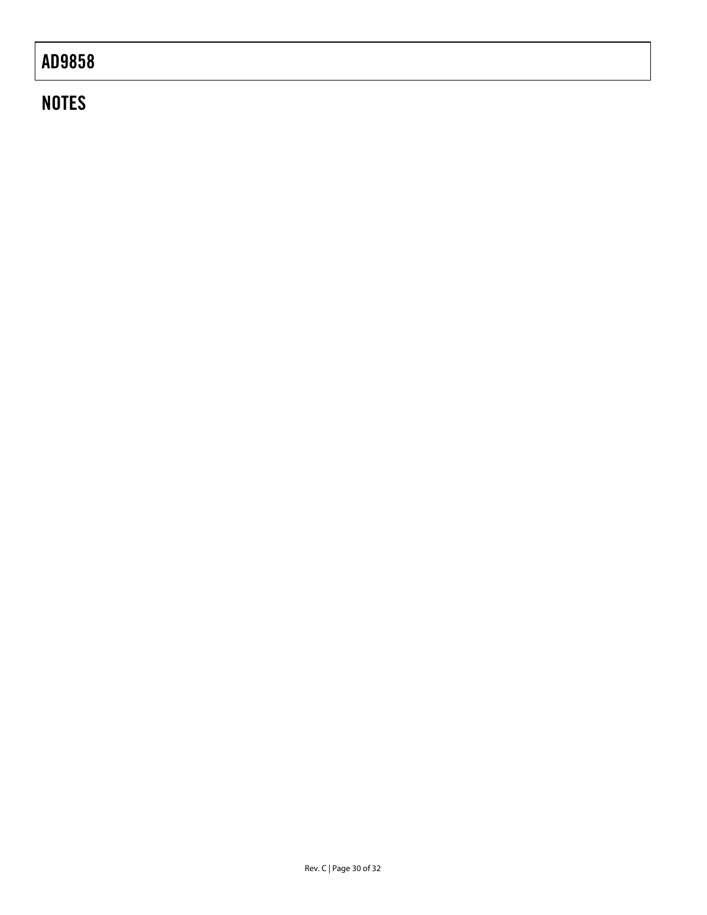## NOTES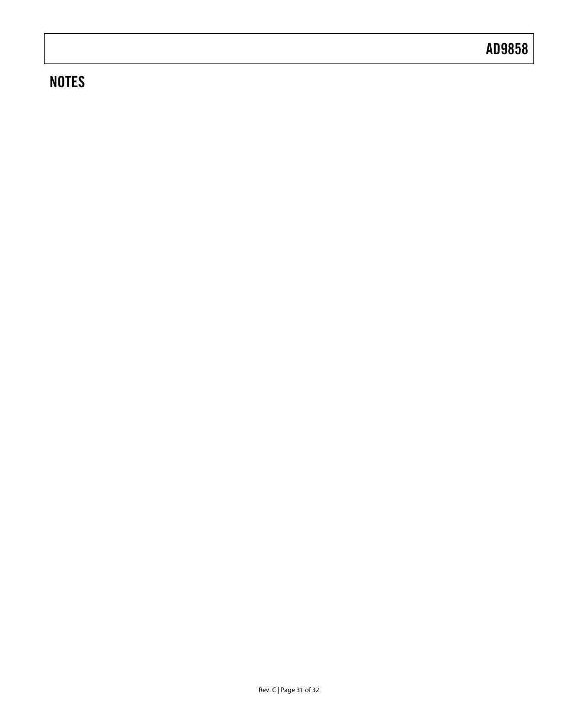## NOTES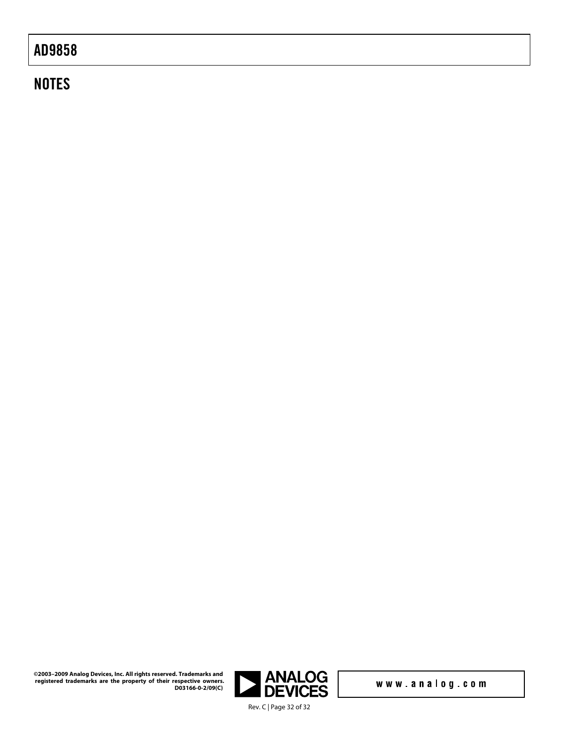## NOTES

©2003–2009 Analog Devices, Inc. All rights reserved. Trademarks and registered trademarks are the property of their respective owners.
D03166-0-2/09(C)

www.analog.com